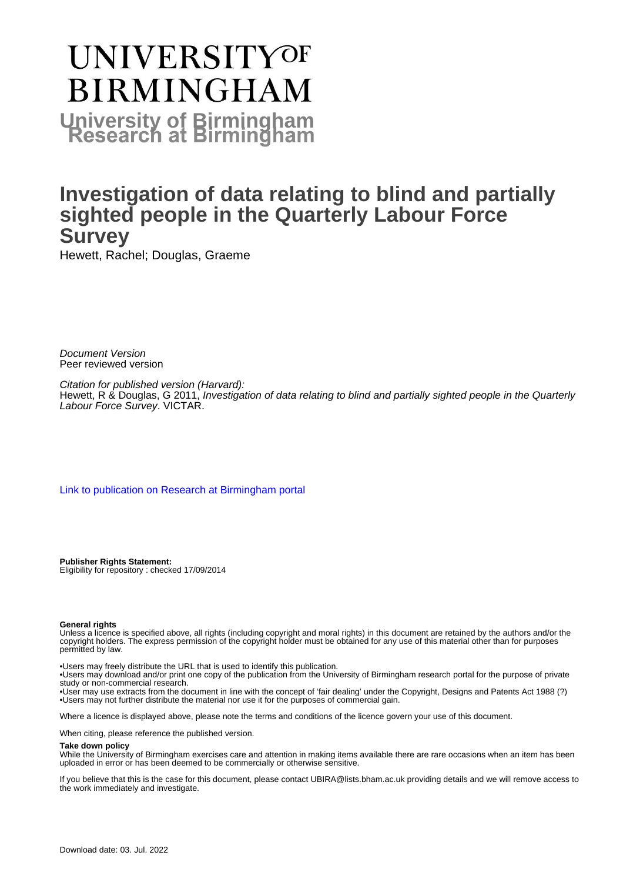# UNIVERSITY OF BIRMINGHAM

**University of Birmingham Research at Birmingham**

# Investigation of data relating to blind and partially sighted people in the Quarterly Labour Force Survey

Hewett, Rachel; Douglas, Graeme

*Document Version*
Peer reviewed version

*Citation for published version (Harvard):*
Hewett, R & Douglas, G 2011, *Investigation of data relating to blind and partially sighted people in the Quarterly Labour Force Survey*. VICTAR.

Link to publication on Research at Birmingham portal

**Publisher Rights Statement:**
Eligibility for repository : checked 17/09/2014

**General rights**
Unless a licence is specified above, all rights (including copyright and moral rights) in this document are retained by the authors and/or the copyright holders. The express permission of the copyright holder must be obtained for any use of this material other than for purposes permitted by law.

•Users may freely distribute the URL that is used to identify this publication.
•Users may download and/or print one copy of the publication from the University of Birmingham research portal for the purpose of private study or non-commercial research.
•User may use extracts from the document in line with the concept of 'fair dealing' under the Copyright, Designs and Patents Act 1988 (?)
•Users may not further distribute the material nor use it for the purposes of commercial gain.

Where a licence is displayed above, please note the terms and conditions of the licence govern your use of this document.

When citing, please reference the published version.

**Take down policy**
While the University of Birmingham exercises care and attention in making items available there are rare occasions when an item has been uploaded in error or has been deemed to be commercially or otherwise sensitive.

If you believe that this is the case for this document, please contact UBIRA@lists.bham.ac.uk providing details and we will remove access to the work immediately and investigate.

Download date: 03. Jul. 2022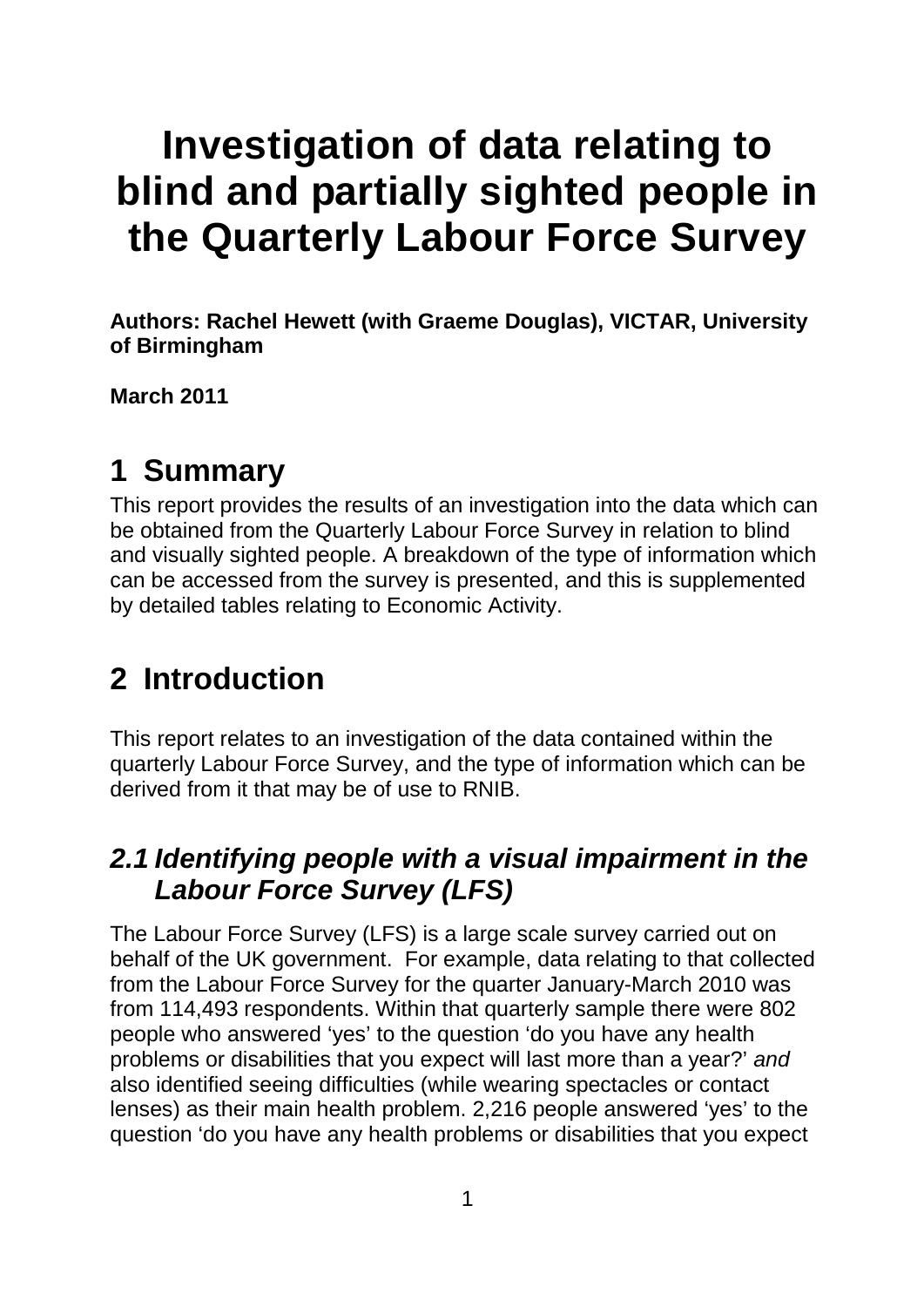# Investigation of data relating to blind and partially sighted people in the Quarterly Labour Force Survey

**Authors: Rachel Hewett (with Graeme Douglas), VICTAR, University of Birmingham**

**March 2011**

# 1 Summary

This report provides the results of an investigation into the data which can be obtained from the Quarterly Labour Force Survey in relation to blind and visually sighted people. A breakdown of the type of information which can be accessed from the survey is presented, and this is supplemented by detailed tables relating to Economic Activity.

# 2 Introduction

This report relates to an investigation of the data contained within the quarterly Labour Force Survey, and the type of information which can be derived from it that may be of use to RNIB.

## *2.1 Identifying people with a visual impairment in the Labour Force Survey (LFS)*

The Labour Force Survey (LFS) is a large scale survey carried out on behalf of the UK government. For example, data relating to that collected from the Labour Force Survey for the quarter January-March 2010 was from 114,493 respondents. Within that quarterly sample there were 802 people who answered 'yes' to the question 'do you have any health problems or disabilities that you expect will last more than a year?' *and* also identified seeing difficulties (while wearing spectacles or contact lenses) as their main health problem. 2,216 people answered 'yes' to the question 'do you have any health problems or disabilities that you expect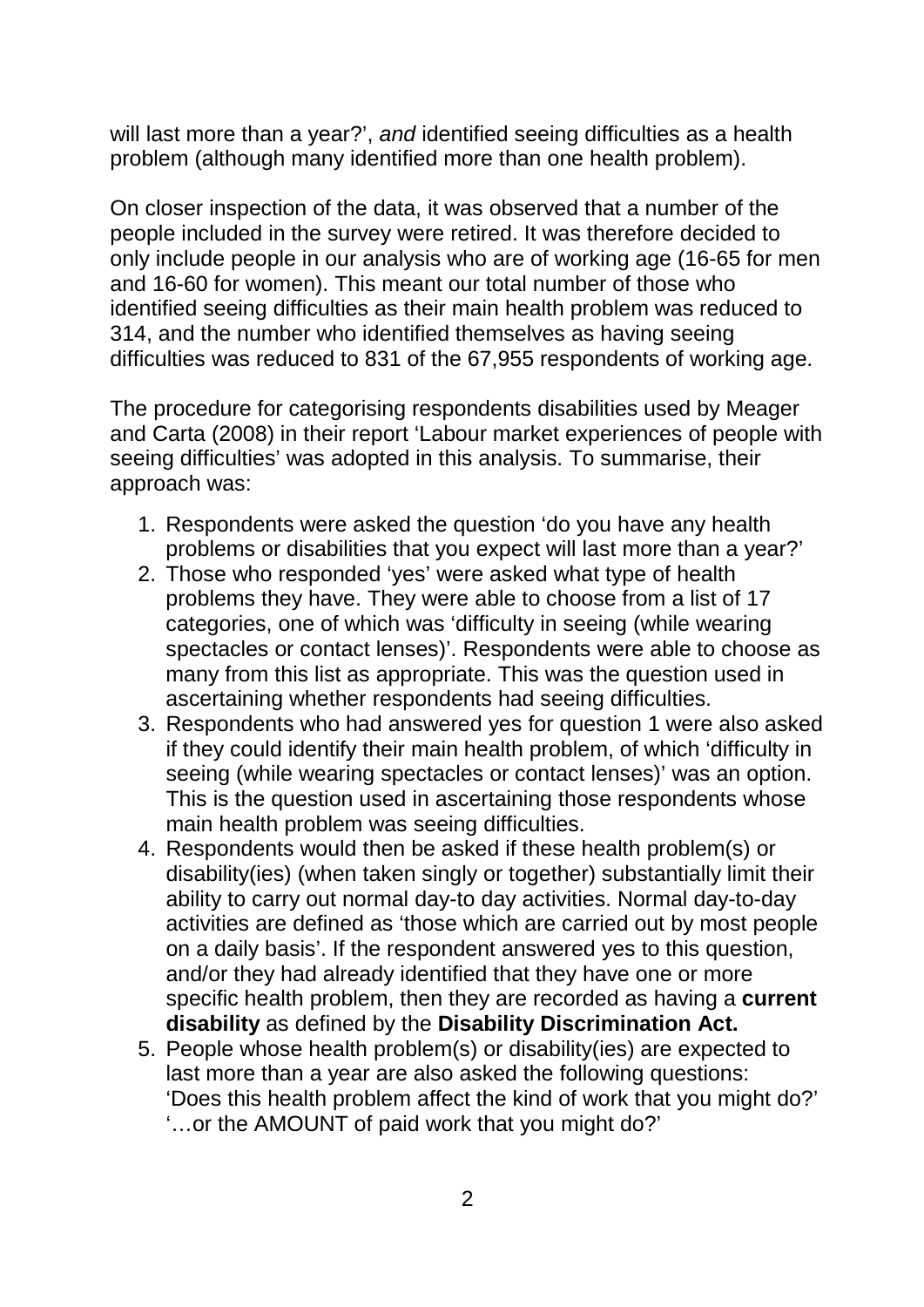will last more than a year?', *and* identified seeing difficulties as a health problem (although many identified more than one health problem).

On closer inspection of the data, it was observed that a number of the people included in the survey were retired. It was therefore decided to only include people in our analysis who are of working age (16-65 for men and 16-60 for women). This meant our total number of those who identified seeing difficulties as their main health problem was reduced to 314, and the number who identified themselves as having seeing difficulties was reduced to 831 of the 67,955 respondents of working age.

The procedure for categorising respondents disabilities used by Meager and Carta (2008) in their report 'Labour market experiences of people with seeing difficulties' was adopted in this analysis. To summarise, their approach was:

1. Respondents were asked the question 'do you have any health problems or disabilities that you expect will last more than a year?'
2. Those who responded 'yes' were asked what type of health problems they have. They were able to choose from a list of 17 categories, one of which was 'difficulty in seeing (while wearing spectacles or contact lenses)'. Respondents were able to choose as many from this list as appropriate. This was the question used in ascertaining whether respondents had seeing difficulties.
3. Respondents who had answered yes for question 1 were also asked if they could identify their main health problem, of which 'difficulty in seeing (while wearing spectacles or contact lenses)' was an option. This is the question used in ascertaining those respondents whose main health problem was seeing difficulties.
4. Respondents would then be asked if these health problem(s) or disability(ies) (when taken singly or together) substantially limit their ability to carry out normal day-to day activities. Normal day-to-day activities are defined as 'those which are carried out by most people on a daily basis'. If the respondent answered yes to this question, and/or they had already identified that they have one or more specific health problem, then they are recorded as having a **current disability** as defined by the **Disability Discrimination Act.**
5. People whose health problem(s) or disability(ies) are expected to last more than a year are also asked the following questions: 'Does this health problem affect the kind of work that you might do?' '…or the AMOUNT of paid work that you might do?'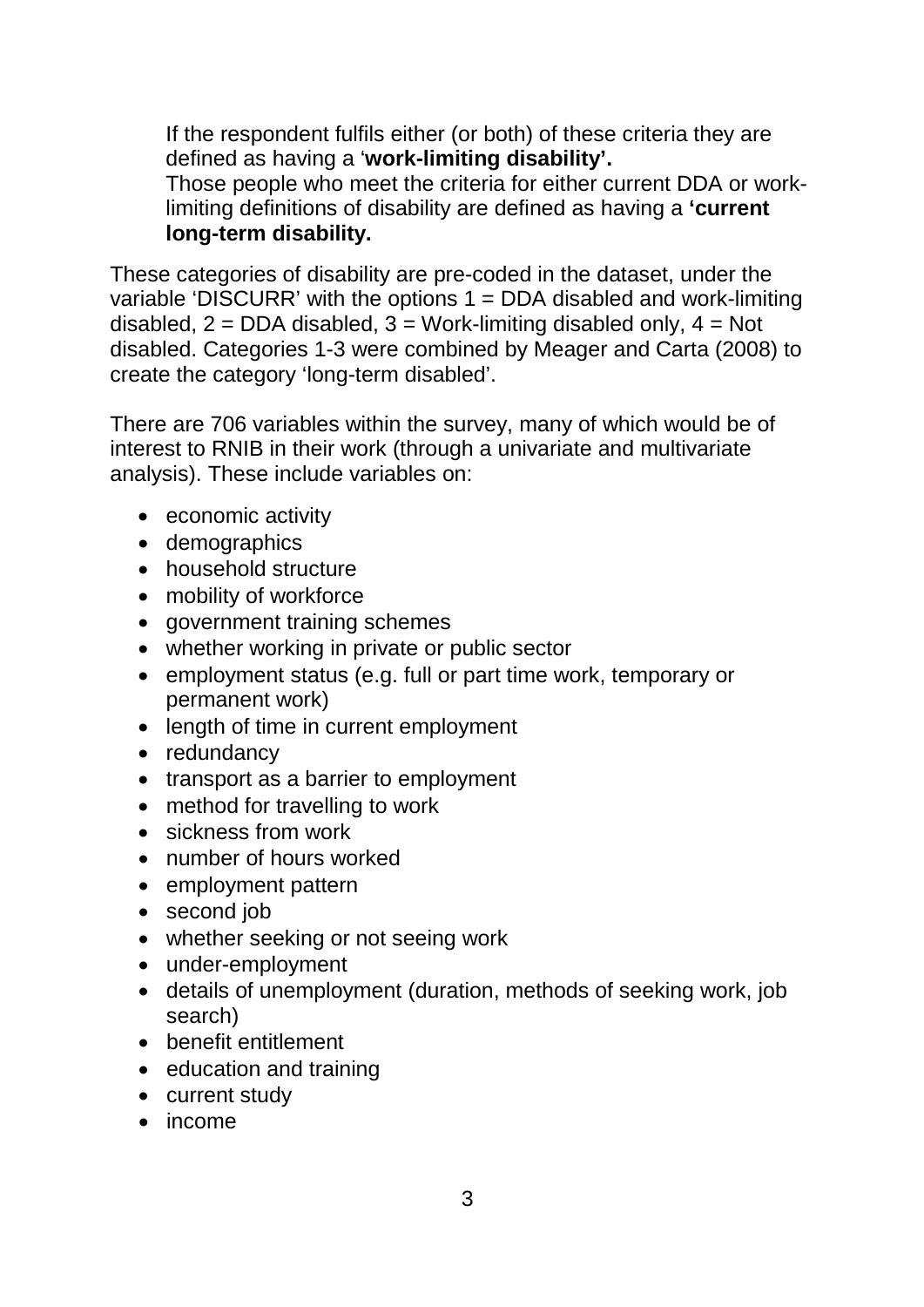If the respondent fulfils either (or both) of these criteria they are defined as having a '**work-limiting disability'.**
Those people who meet the criteria for either current DDA or work-limiting definitions of disability are defined as having a **'current long-term disability.**

These categories of disability are pre-coded in the dataset, under the variable 'DISCURR' with the options 1 = DDA disabled and work-limiting disabled, 2 = DDA disabled, 3 = Work-limiting disabled only, 4 = Not disabled. Categories 1-3 were combined by Meager and Carta (2008) to create the category 'long-term disabled'.

There are 706 variables within the survey, many of which would be of interest to RNIB in their work (through a univariate and multivariate analysis). These include variables on:

- economic activity
- demographics
- household structure
- mobility of workforce
- government training schemes
- whether working in private or public sector
- employment status (e.g. full or part time work, temporary or permanent work)
- length of time in current employment
- redundancy
- transport as a barrier to employment
- method for travelling to work
- sickness from work
- number of hours worked
- employment pattern
- second job
- whether seeking or not seeing work
- under-employment
- details of unemployment (duration, methods of seeking work, job search)
- benefit entitlement
- education and training
- current study
- income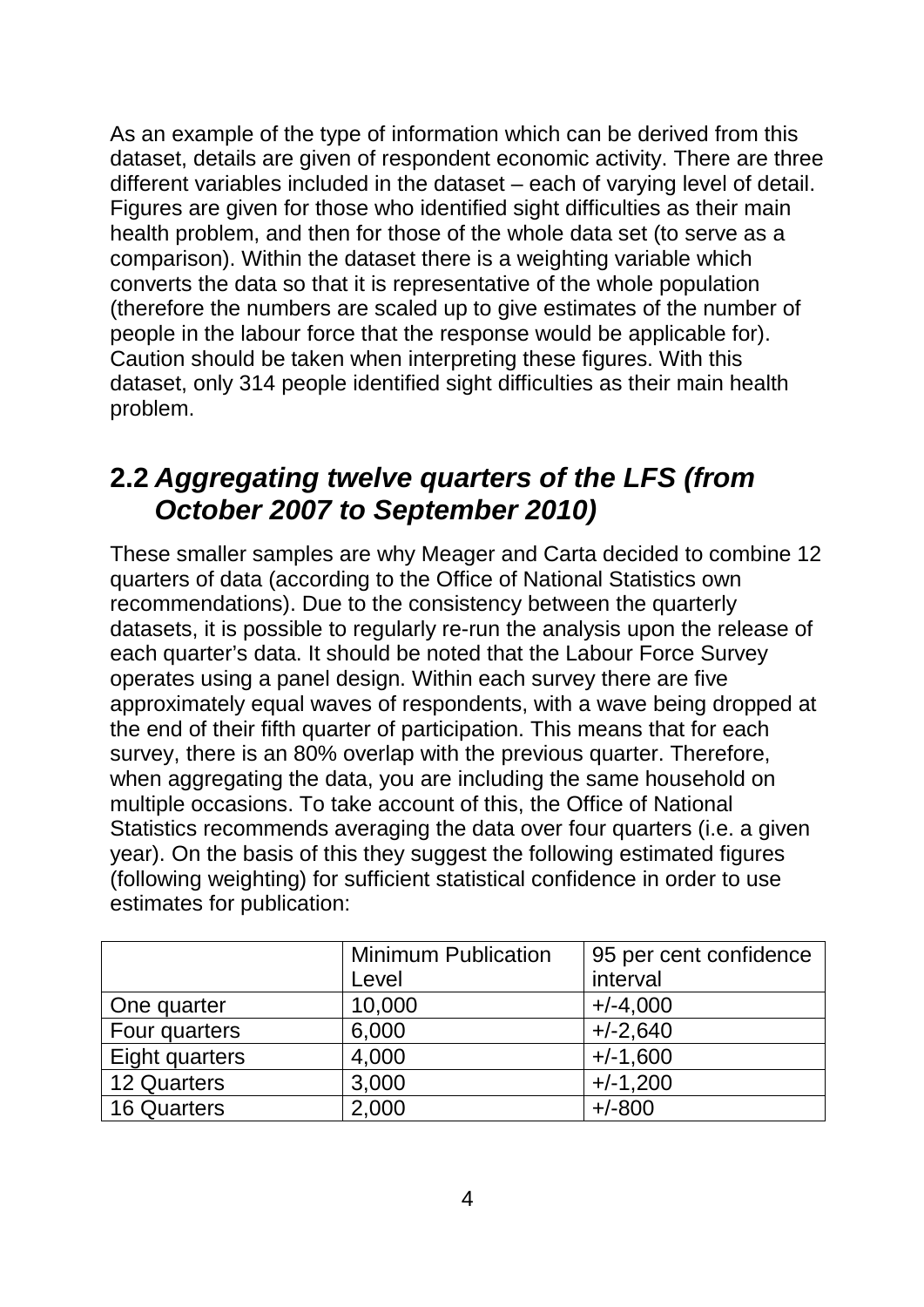As an example of the type of information which can be derived from this dataset, details are given of respondent economic activity. There are three different variables included in the dataset – each of varying level of detail. Figures are given for those who identified sight difficulties as their main health problem, and then for those of the whole data set (to serve as a comparison). Within the dataset there is a weighting variable which converts the data so that it is representative of the whole population (therefore the numbers are scaled up to give estimates of the number of people in the labour force that the response would be applicable for). Caution should be taken when interpreting these figures. With this dataset, only 314 people identified sight difficulties as their main health problem.

## 2.2 *Aggregating twelve quarters of the LFS (from October 2007 to September 2010)*

These smaller samples are why Meager and Carta decided to combine 12 quarters of data (according to the Office of National Statistics own recommendations). Due to the consistency between the quarterly datasets, it is possible to regularly re-run the analysis upon the release of each quarter's data. It should be noted that the Labour Force Survey operates using a panel design. Within each survey there are five approximately equal waves of respondents, with a wave being dropped at the end of their fifth quarter of participation. This means that for each survey, there is an 80% overlap with the previous quarter. Therefore, when aggregating the data, you are including the same household on multiple occasions. To take account of this, the Office of National Statistics recommends averaging the data over four quarters (i.e. a given year). On the basis of this they suggest the following estimated figures (following weighting) for sufficient statistical confidence in order to use estimates for publication:

| | Minimum Publication Level | 95 per cent confidence interval |
|---|---|---|
| One quarter | 10,000 | +/-4,000 |
| Four quarters | 6,000 | +/-2,640 |
| Eight quarters | 4,000 | +/-1,600 |
| 12 Quarters | 3,000 | +/-1,200 |
| 16 Quarters | 2,000 | +/-800 |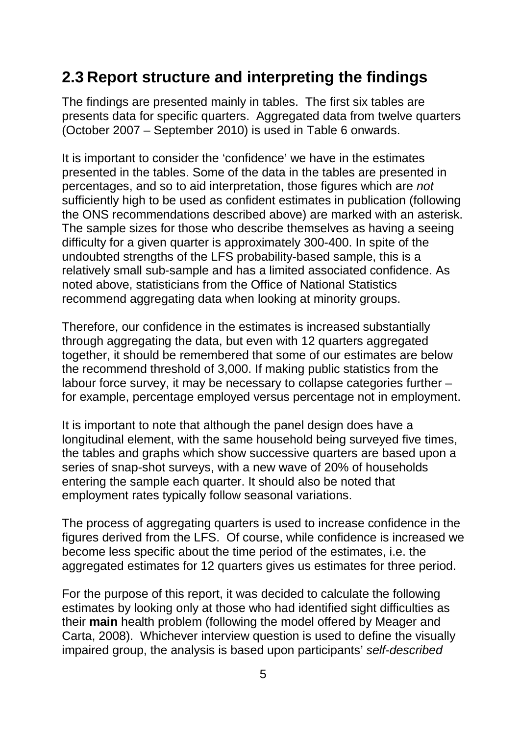## 2.3 Report structure and interpreting the findings

The findings are presented mainly in tables. The first six tables are presents data for specific quarters. Aggregated data from twelve quarters (October 2007 – September 2010) is used in Table 6 onwards.

It is important to consider the 'confidence' we have in the estimates presented in the tables. Some of the data in the tables are presented in percentages, and so to aid interpretation, those figures which are *not* sufficiently high to be used as confident estimates in publication (following the ONS recommendations described above) are marked with an asterisk. The sample sizes for those who describe themselves as having a seeing difficulty for a given quarter is approximately 300-400. In spite of the undoubted strengths of the LFS probability-based sample, this is a relatively small sub-sample and has a limited associated confidence. As noted above, statisticians from the Office of National Statistics recommend aggregating data when looking at minority groups.

Therefore, our confidence in the estimates is increased substantially through aggregating the data, but even with 12 quarters aggregated together, it should be remembered that some of our estimates are below the recommend threshold of 3,000. If making public statistics from the labour force survey, it may be necessary to collapse categories further – for example, percentage employed versus percentage not in employment.

It is important to note that although the panel design does have a longitudinal element, with the same household being surveyed five times, the tables and graphs which show successive quarters are based upon a series of snap-shot surveys, with a new wave of 20% of households entering the sample each quarter. It should also be noted that employment rates typically follow seasonal variations.

The process of aggregating quarters is used to increase confidence in the figures derived from the LFS. Of course, while confidence is increased we become less specific about the time period of the estimates, i.e. the aggregated estimates for 12 quarters gives us estimates for three period.

For the purpose of this report, it was decided to calculate the following estimates by looking only at those who had identified sight difficulties as their **main** health problem (following the model offered by Meager and Carta, 2008). Whichever interview question is used to define the visually impaired group, the analysis is based upon participants' *self-described*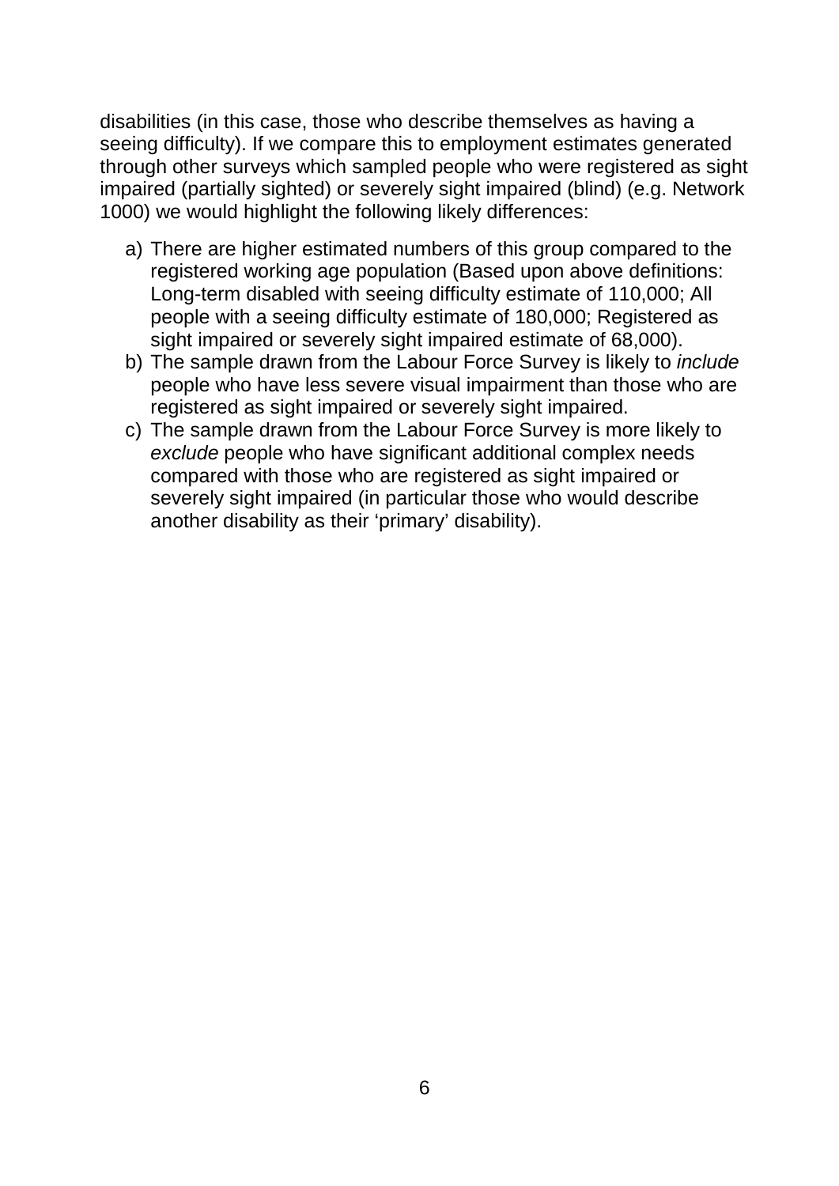disabilities (in this case, those who describe themselves as having a seeing difficulty). If we compare this to employment estimates generated through other surveys which sampled people who were registered as sight impaired (partially sighted) or severely sight impaired (blind) (e.g. Network 1000) we would highlight the following likely differences:

a) There are higher estimated numbers of this group compared to the registered working age population (Based upon above definitions: Long-term disabled with seeing difficulty estimate of 110,000; All people with a seeing difficulty estimate of 180,000; Registered as sight impaired or severely sight impaired estimate of 68,000).
b) The sample drawn from the Labour Force Survey is likely to *include* people who have less severe visual impairment than those who are registered as sight impaired or severely sight impaired.
c) The sample drawn from the Labour Force Survey is more likely to *exclude* people who have significant additional complex needs compared with those who are registered as sight impaired or severely sight impaired (in particular those who would describe another disability as their 'primary' disability).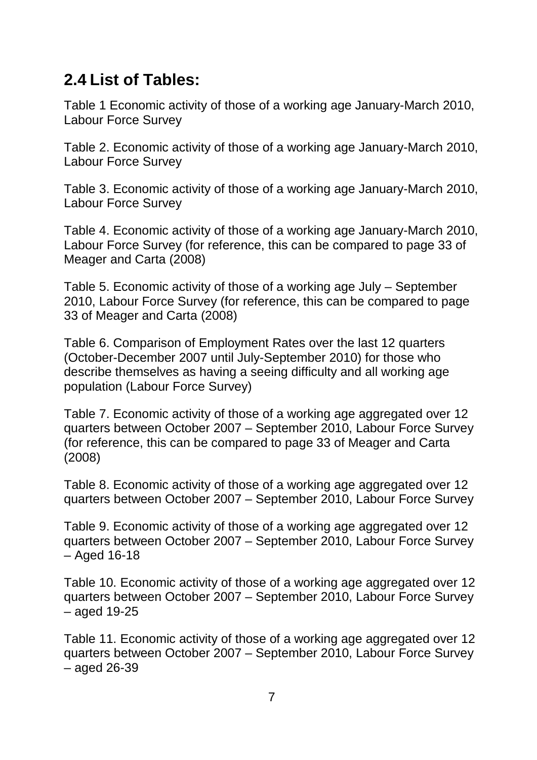## 2.4 List of Tables:

Table 1 Economic activity of those of a working age January-March 2010, Labour Force Survey

Table 2. Economic activity of those of a working age January-March 2010, Labour Force Survey

Table 3. Economic activity of those of a working age January-March 2010, Labour Force Survey

Table 4. Economic activity of those of a working age January-March 2010, Labour Force Survey (for reference, this can be compared to page 33 of Meager and Carta (2008)

Table 5. Economic activity of those of a working age July – September 2010, Labour Force Survey (for reference, this can be compared to page 33 of Meager and Carta (2008)

Table 6. Comparison of Employment Rates over the last 12 quarters (October-December 2007 until July-September 2010) for those who describe themselves as having a seeing difficulty and all working age population (Labour Force Survey)

Table 7. Economic activity of those of a working age aggregated over 12 quarters between October 2007 – September 2010, Labour Force Survey (for reference, this can be compared to page 33 of Meager and Carta (2008)

Table 8. Economic activity of those of a working age aggregated over 12 quarters between October 2007 – September 2010, Labour Force Survey

Table 9. Economic activity of those of a working age aggregated over 12 quarters between October 2007 – September 2010, Labour Force Survey – Aged 16-18

Table 10. Economic activity of those of a working age aggregated over 12 quarters between October 2007 – September 2010, Labour Force Survey – aged 19-25

Table 11. Economic activity of those of a working age aggregated over 12 quarters between October 2007 – September 2010, Labour Force Survey – aged 26-39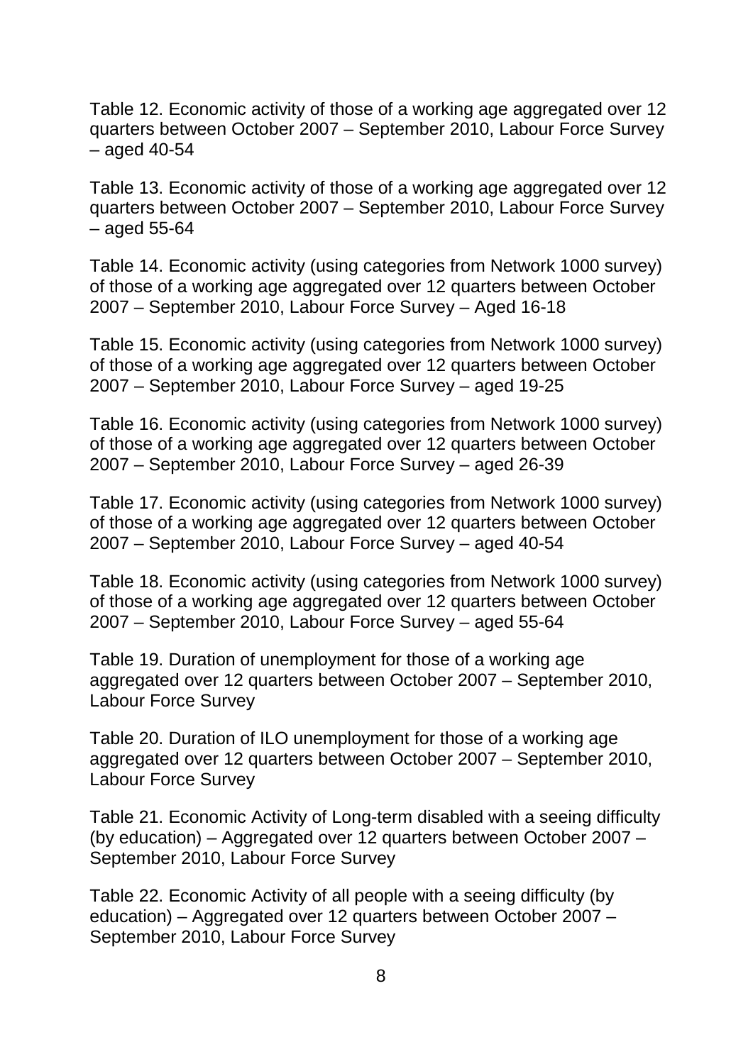Table 12. Economic activity of those of a working age aggregated over 12 quarters between October 2007 – September 2010, Labour Force Survey – aged 40-54

Table 13. Economic activity of those of a working age aggregated over 12 quarters between October 2007 – September 2010, Labour Force Survey – aged 55-64

Table 14. Economic activity (using categories from Network 1000 survey) of those of a working age aggregated over 12 quarters between October 2007 – September 2010, Labour Force Survey – Aged 16-18

Table 15. Economic activity (using categories from Network 1000 survey) of those of a working age aggregated over 12 quarters between October 2007 – September 2010, Labour Force Survey – aged 19-25

Table 16. Economic activity (using categories from Network 1000 survey) of those of a working age aggregated over 12 quarters between October 2007 – September 2010, Labour Force Survey – aged 26-39

Table 17. Economic activity (using categories from Network 1000 survey) of those of a working age aggregated over 12 quarters between October 2007 – September 2010, Labour Force Survey – aged 40-54

Table 18. Economic activity (using categories from Network 1000 survey) of those of a working age aggregated over 12 quarters between October 2007 – September 2010, Labour Force Survey – aged 55-64

Table 19. Duration of unemployment for those of a working age aggregated over 12 quarters between October 2007 – September 2010, Labour Force Survey

Table 20. Duration of ILO unemployment for those of a working age aggregated over 12 quarters between October 2007 – September 2010, Labour Force Survey

Table 21. Economic Activity of Long-term disabled with a seeing difficulty (by education) – Aggregated over 12 quarters between October 2007 – September 2010, Labour Force Survey

Table 22. Economic Activity of all people with a seeing difficulty (by education) – Aggregated over 12 quarters between October 2007 – September 2010, Labour Force Survey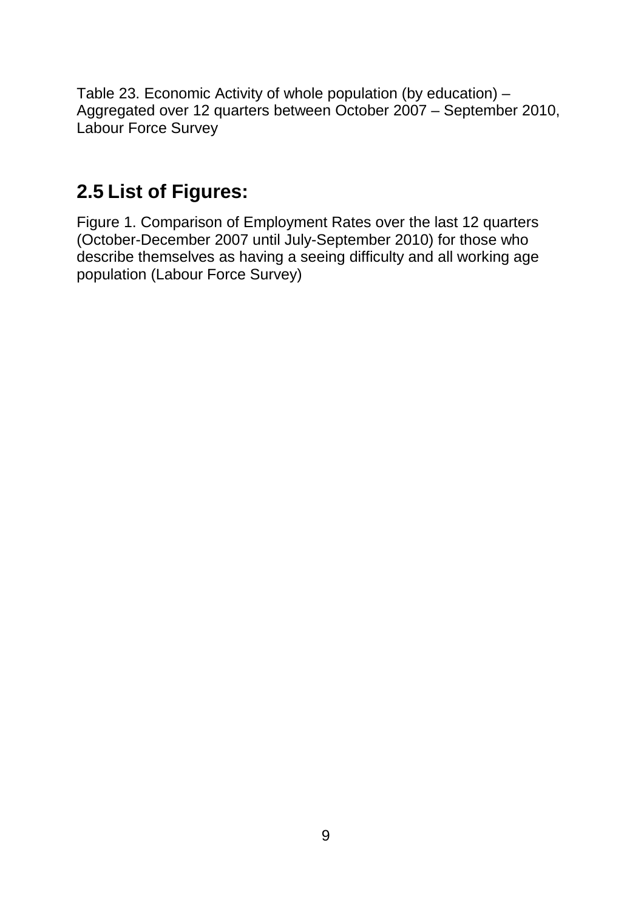Table 23. Economic Activity of whole population (by education) – Aggregated over 12 quarters between October 2007 – September 2010, Labour Force Survey

## 2.5 List of Figures:

Figure 1. Comparison of Employment Rates over the last 12 quarters (October-December 2007 until July-September 2010) for those who describe themselves as having a seeing difficulty and all working age population (Labour Force Survey)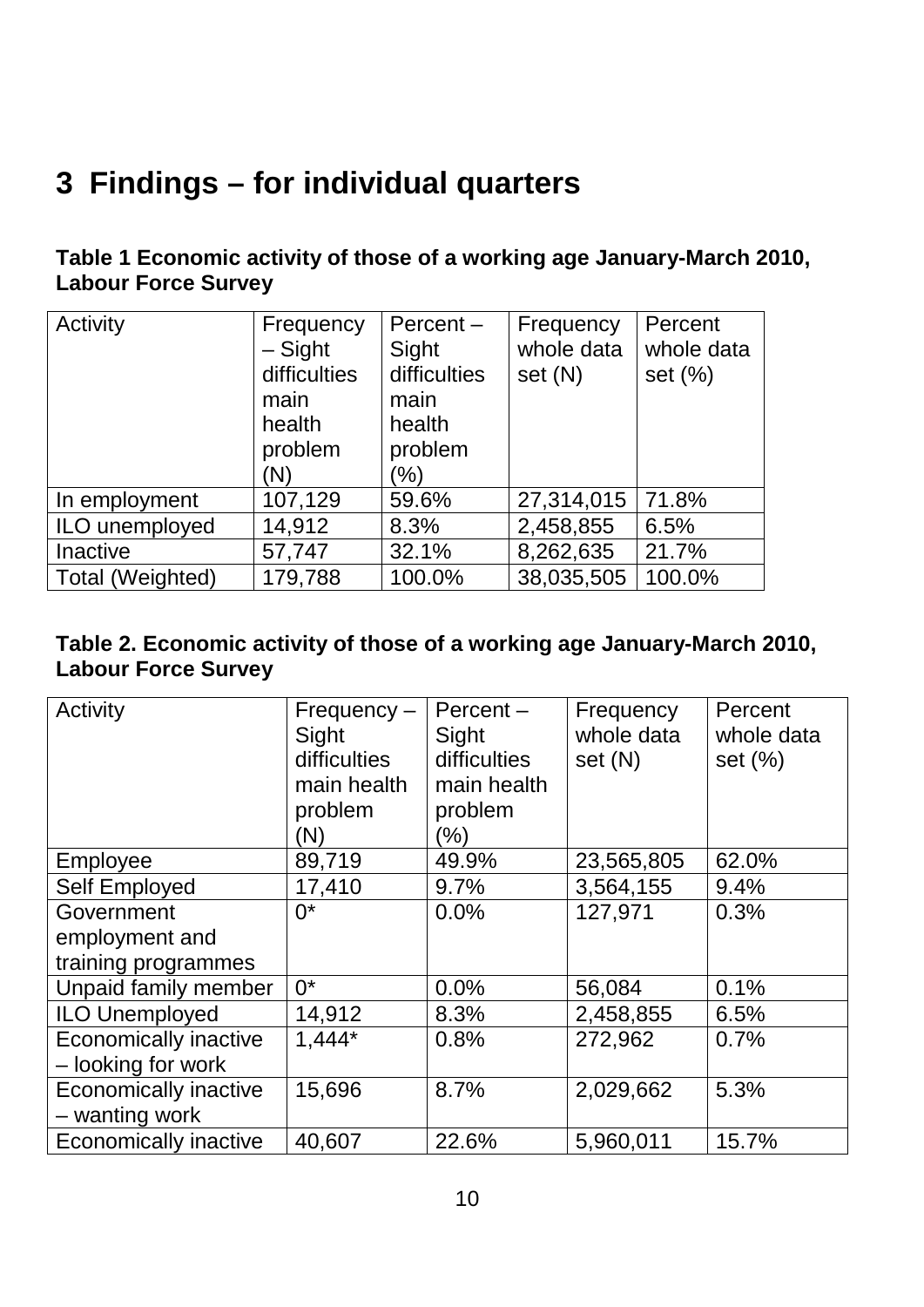# 3 Findings – for individual quarters

**Table 1 Economic activity of those of a working age January-March 2010, Labour Force Survey**

| Activity | Frequency – Sight difficulties main health problem (N) | Percent – Sight difficulties main health problem (%) | Frequency whole data set (N) | Percent whole data set (%) |
|---|---|---|---|---|
| In employment | 107,129 | 59.6% | 27,314,015 | 71.8% |
| ILO unemployed | 14,912 | 8.3% | 2,458,855 | 6.5% |
| Inactive | 57,747 | 32.1% | 8,262,635 | 21.7% |
| Total (Weighted) | 179,788 | 100.0% | 38,035,505 | 100.0% |

**Table 2. Economic activity of those of a working age January-March 2010, Labour Force Survey**

| Activity | Frequency – Sight difficulties main health problem (N) | Percent – Sight difficulties main health problem (%) | Frequency whole data set (N) | Percent whole data set (%) |
|---|---|---|---|---|
| Employee | 89,719 | 49.9% | 23,565,805 | 62.0% |
| Self Employed | 17,410 | 9.7% | 3,564,155 | 9.4% |
| Government employment and training programmes | 0* | 0.0% | 127,971 | 0.3% |
| Unpaid family member | 0* | 0.0% | 56,084 | 0.1% |
| ILO Unemployed | 14,912 | 8.3% | 2,458,855 | 6.5% |
| Economically inactive – looking for work | 1,444* | 0.8% | 272,962 | 0.7% |
| Economically inactive – wanting work | 15,696 | 8.7% | 2,029,662 | 5.3% |
| Economically inactive | 40,607 | 22.6% | 5,960,011 | 15.7% |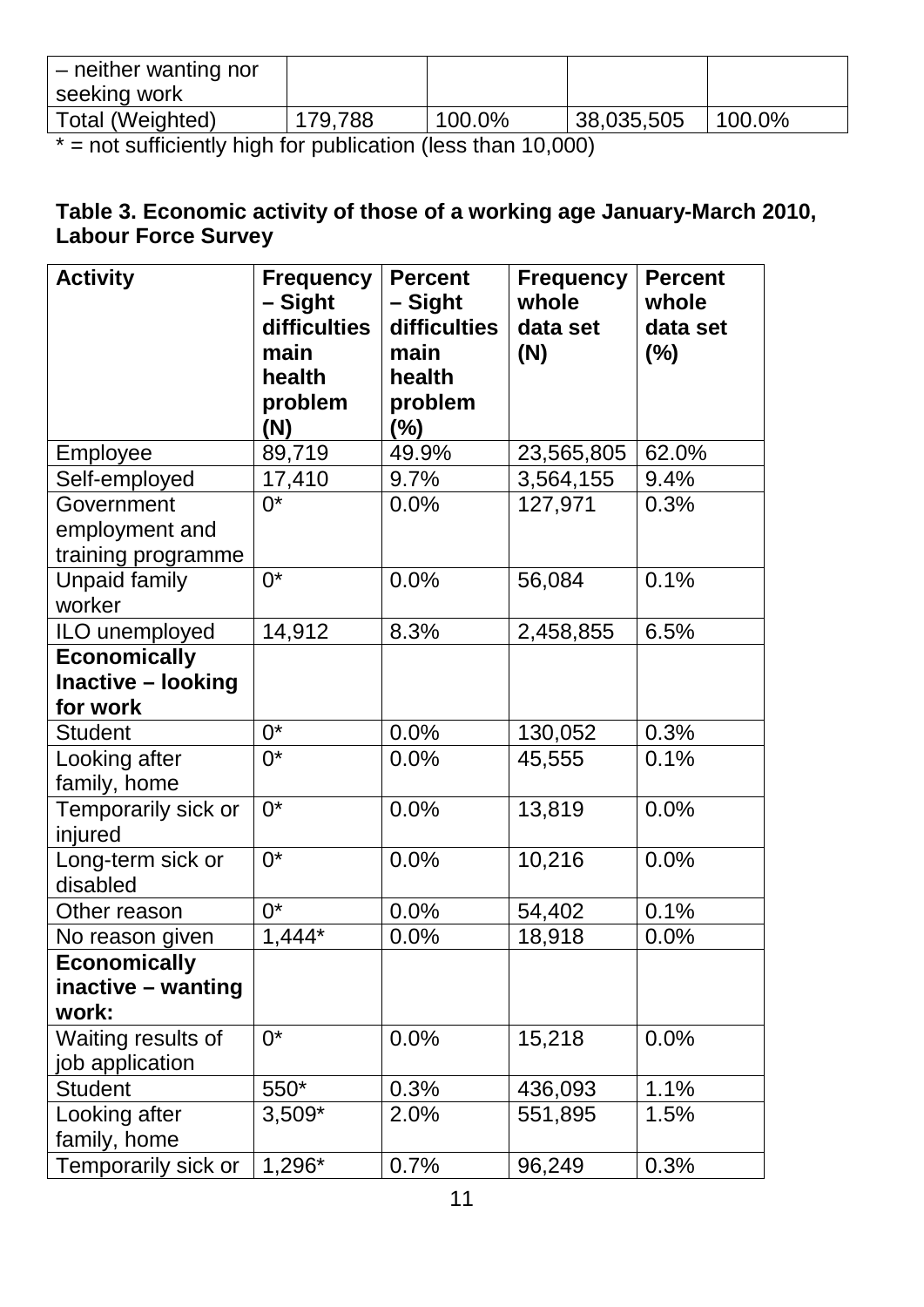| – neither wanting nor seeking work | | | | |
|---|---|---|---|---|
| Total (Weighted) | 179,788 | 100.0% | 38,035,505 | 100.0% |

* = not sufficiently high for publication (less than 10,000)

**Table 3. Economic activity of those of a working age January-March 2010, Labour Force Survey**

| Activity | Frequency – Sight difficulties main health problem (N) | Percent – Sight difficulties main health problem (%) | Frequency whole data set (N) | Percent whole data set (%) |
|---|---|---|---|---|
| Employee | 89,719 | 49.9% | 23,565,805 | 62.0% |
| Self-employed | 17,410 | 9.7% | 3,564,155 | 9.4% |
| Government employment and training programme | 0* | 0.0% | 127,971 | 0.3% |
| Unpaid family worker | 0* | 0.0% | 56,084 | 0.1% |
| ILO unemployed | 14,912 | 8.3% | 2,458,855 | 6.5% |
| **Economically Inactive – looking for work** | | | | |
| Student | 0* | 0.0% | 130,052 | 0.3% |
| Looking after family, home | 0* | 0.0% | 45,555 | 0.1% |
| Temporarily sick or injured | 0* | 0.0% | 13,819 | 0.0% |
| Long-term sick or disabled | 0* | 0.0% | 10,216 | 0.0% |
| Other reason | 0* | 0.0% | 54,402 | 0.1% |
| No reason given | 1,444* | 0.0% | 18,918 | 0.0% |
| **Economically inactive – wanting work:** | | | | |
| Waiting results of job application | 0* | 0.0% | 15,218 | 0.0% |
| Student | 550* | 0.3% | 436,093 | 1.1% |
| Looking after family, home | 3,509* | 2.0% | 551,895 | 1.5% |
| Temporarily sick or | 1,296* | 0.7% | 96,249 | 0.3% |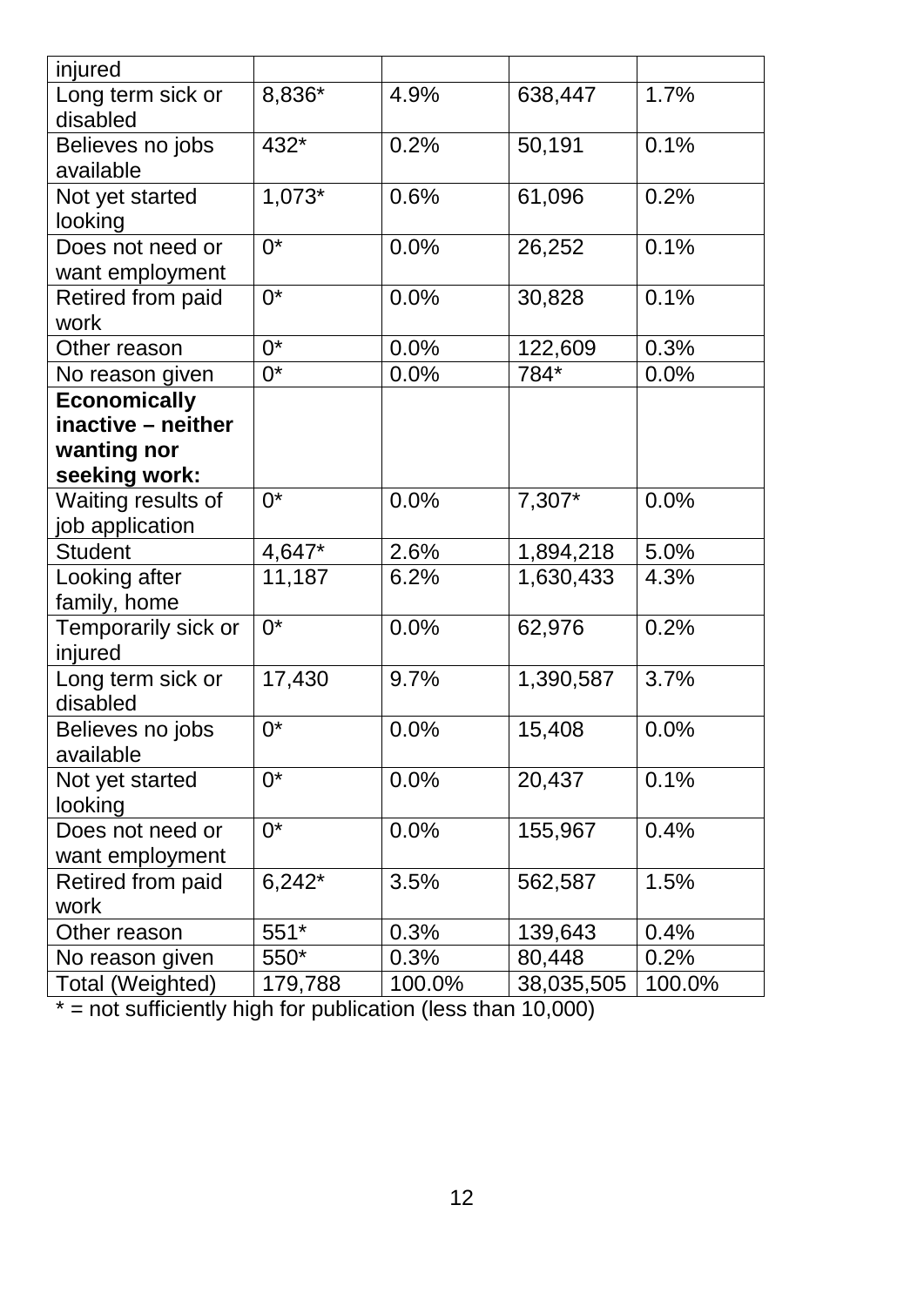| | | | | |
|---|---|---|---|---|
| injured | | | | |
| Long term sick or disabled | 8,836* | 4.9% | 638,447 | 1.7% |
| Believes no jobs available | 432* | 0.2% | 50,191 | 0.1% |
| Not yet started looking | 1,073* | 0.6% | 61,096 | 0.2% |
| Does not need or want employment | 0* | 0.0% | 26,252 | 0.1% |
| Retired from paid work | 0* | 0.0% | 30,828 | 0.1% |
| Other reason | 0* | 0.0% | 122,609 | 0.3% |
| No reason given | 0* | 0.0% | 784* | 0.0% |
| **Economically inactive – neither wanting nor seeking work:** | | | | |
| Waiting results of job application | 0* | 0.0% | 7,307* | 0.0% |
| Student | 4,647* | 2.6% | 1,894,218 | 5.0% |
| Looking after family, home | 11,187 | 6.2% | 1,630,433 | 4.3% |
| Temporarily sick or injured | 0* | 0.0% | 62,976 | 0.2% |
| Long term sick or disabled | 17,430 | 9.7% | 1,390,587 | 3.7% |
| Believes no jobs available | 0* | 0.0% | 15,408 | 0.0% |
| Not yet started looking | 0* | 0.0% | 20,437 | 0.1% |
| Does not need or want employment | 0* | 0.0% | 155,967 | 0.4% |
| Retired from paid work | 6,242* | 3.5% | 562,587 | 1.5% |
| Other reason | 551* | 0.3% | 139,643 | 0.4% |
| No reason given | 550* | 0.3% | 80,448 | 0.2% |
| Total (Weighted) | 179,788 | 100.0% | 38,035,505 | 100.0% |

* = not sufficiently high for publication (less than 10,000)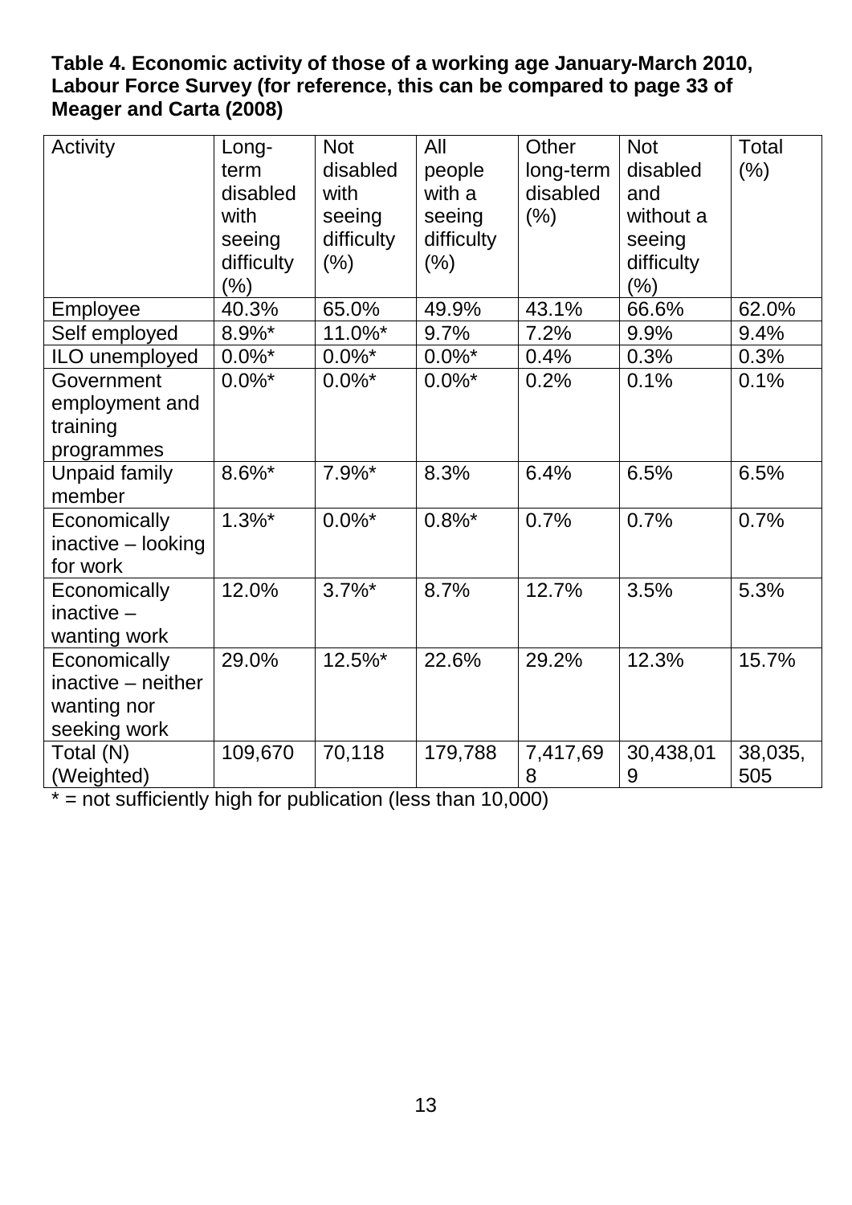**Table 4. Economic activity of those of a working age January-March 2010, Labour Force Survey (for reference, this can be compared to page 33 of Meager and Carta (2008)**

| Activity | Long-term disabled with seeing difficulty (%) | Not disabled with seeing difficulty (%) | All people with a seeing difficulty (%) | Other long-term disabled (%) | Not disabled and without a seeing difficulty (%) | Total (%) |
|---|---|---|---|---|---|---|
| Employee | 40.3% | 65.0% | 49.9% | 43.1% | 66.6% | 62.0% |
| Self employed | 8.9%* | 11.0%* | 9.7% | 7.2% | 9.9% | 9.4% |
| ILO unemployed | 0.0%* | 0.0%* | 0.0%* | 0.4% | 0.3% | 0.3% |
| Government employment and training programmes | 0.0%* | 0.0%* | 0.0%* | 0.2% | 0.1% | 0.1% |
| Unpaid family member | 8.6%* | 7.9%* | 8.3% | 6.4% | 6.5% | 6.5% |
| Economically inactive – looking for work | 1.3%* | 0.0%* | 0.8%* | 0.7% | 0.7% | 0.7% |
| Economically inactive – wanting work | 12.0% | 3.7%* | 8.7% | 12.7% | 3.5% | 5.3% |
| Economically inactive – neither wanting nor seeking work | 29.0% | 12.5%* | 22.6% | 29.2% | 12.3% | 15.7% |
| Total (N) (Weighted) | 109,670 | 70,118 | 179,788 | 7,417,698 | 30,438,019 | 38,035,505 |

* = not sufficiently high for publication (less than 10,000)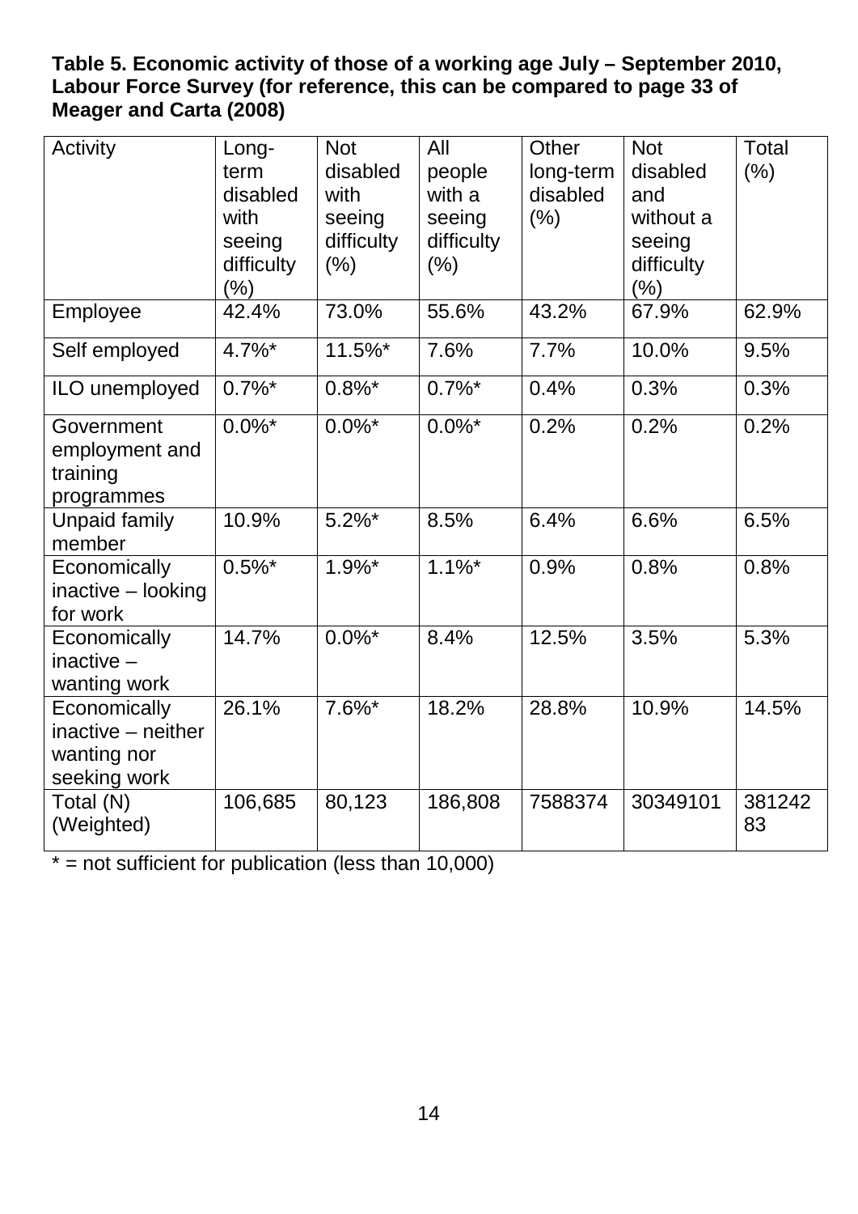**Table 5. Economic activity of those of a working age July – September 2010, Labour Force Survey (for reference, this can be compared to page 33 of Meager and Carta (2008)**

| Activity | Long-term disabled with seeing difficulty (%) | Not disabled with seeing difficulty (%) | All people with a seeing difficulty (%) | Other long-term disabled (%) | Not disabled and without a seeing difficulty (%) | Total (%) |
|---|---|---|---|---|---|---|
| Employee | 42.4% | 73.0% | 55.6% | 43.2% | 67.9% | 62.9% |
| Self employed | 4.7%* | 11.5%* | 7.6% | 7.7% | 10.0% | 9.5% |
| ILO unemployed | 0.7%* | 0.8%* | 0.7%* | 0.4% | 0.3% | 0.3% |
| Government employment and training programmes | 0.0%* | 0.0%* | 0.0%* | 0.2% | 0.2% | 0.2% |
| Unpaid family member | 10.9% | 5.2%* | 8.5% | 6.4% | 6.6% | 6.5% |
| Economically inactive – looking for work | 0.5%* | 1.9%* | 1.1%* | 0.9% | 0.8% | 0.8% |
| Economically inactive – wanting work | 14.7% | 0.0%* | 8.4% | 12.5% | 3.5% | 5.3% |
| Economically inactive – neither wanting nor seeking work | 26.1% | 7.6%* | 18.2% | 28.8% | 10.9% | 14.5% |
| Total (N) (Weighted) | 106,685 | 80,123 | 186,808 | 7588374 | 30349101 | 38124283 |

* = not sufficient for publication (less than 10,000)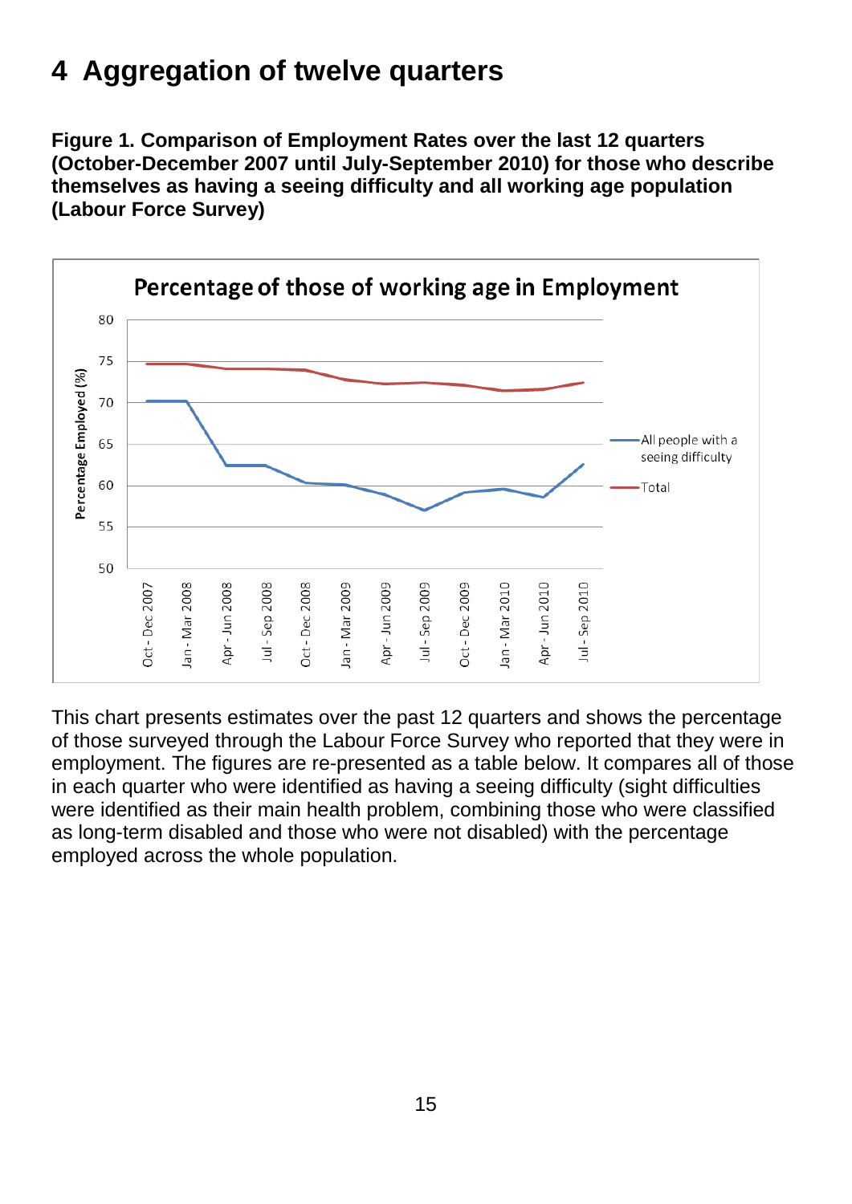# 4 Aggregation of twelve quarters

**Figure 1. Comparison of Employment Rates over the last 12 quarters (October-December 2007 until July-September 2010) for those who describe themselves as having a seeing difficulty and all working age population (Labour Force Survey)**

This chart presents estimates over the past 12 quarters and shows the percentage of those surveyed through the Labour Force Survey who reported that they were in employment. The figures are re-presented as a table below. It compares all of those in each quarter who were identified as having a seeing difficulty (sight difficulties were identified as their main health problem, combining those who were classified as long-term disabled and those who were not disabled) with the percentage employed across the whole population.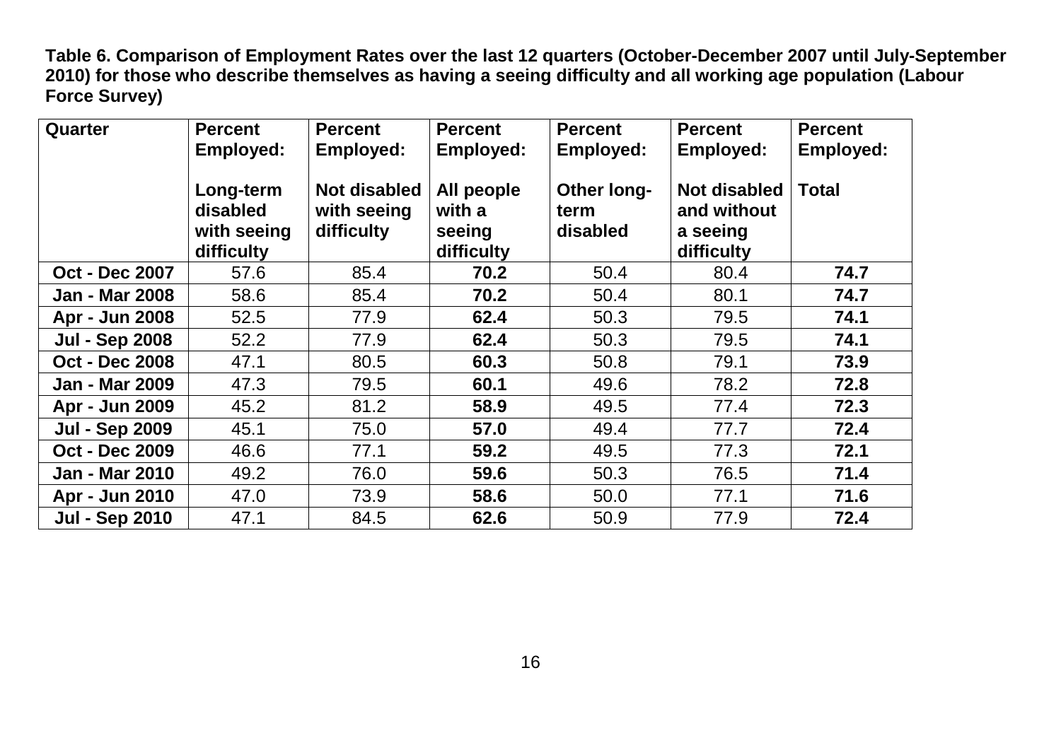**Table 6. Comparison of Employment Rates over the last 12 quarters (October-December 2007 until July-September 2010) for those who describe themselves as having a seeing difficulty and all working age population (Labour Force Survey)**

| Quarter | Percent Employed: Long-term disabled with seeing difficulty | Percent Employed: Not disabled with seeing difficulty | Percent Employed: All people with a seeing difficulty | Percent Employed: Other long-term disabled | Percent Employed: Not disabled and without a seeing difficulty | Percent Employed: Total |
|---|---|---|---|---|---|---|
| **Oct - Dec 2007** | 57.6 | 85.4 | **70.2** | 50.4 | 80.4 | **74.7** |
| **Jan - Mar 2008** | 58.6 | 85.4 | **70.2** | 50.4 | 80.1 | **74.7** |
| **Apr - Jun 2008** | 52.5 | 77.9 | **62.4** | 50.3 | 79.5 | **74.1** |
| **Jul - Sep 2008** | 52.2 | 77.9 | **62.4** | 50.3 | 79.5 | **74.1** |
| **Oct - Dec 2008** | 47.1 | 80.5 | **60.3** | 50.8 | 79.1 | **73.9** |
| **Jan - Mar 2009** | 47.3 | 79.5 | **60.1** | 49.6 | 78.2 | **72.8** |
| **Apr - Jun 2009** | 45.2 | 81.2 | **58.9** | 49.5 | 77.4 | **72.3** |
| **Jul - Sep 2009** | 45.1 | 75.0 | **57.0** | 49.4 | 77.7 | **72.4** |
| **Oct - Dec 2009** | 46.6 | 77.1 | **59.2** | 49.5 | 77.3 | **72.1** |
| **Jan - Mar 2010** | 49.2 | 76.0 | **59.6** | 50.3 | 76.5 | **71.4** |
| **Apr - Jun 2010** | 47.0 | 73.9 | **58.6** | 50.0 | 77.1 | **71.6** |
| **Jul - Sep 2010** | 47.1 | 84.5 | **62.6** | 50.9 | 77.9 | **72.4** |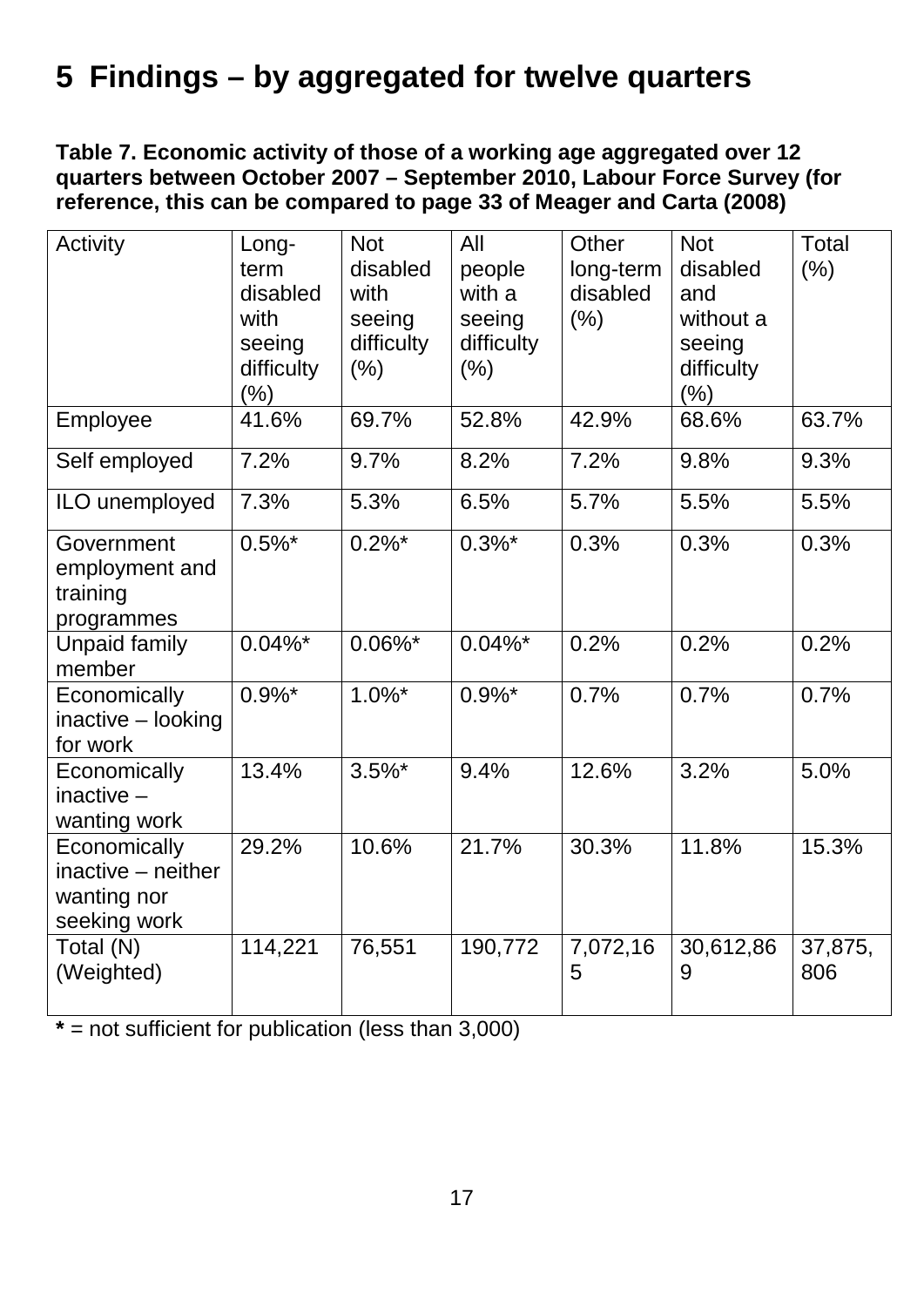# 5 Findings – by aggregated for twelve quarters

**Table 7. Economic activity of those of a working age aggregated over 12 quarters between October 2007 – September 2010, Labour Force Survey (for reference, this can be compared to page 33 of Meager and Carta (2008)**

| Activity | Long-term disabled with seeing difficulty (%) | Not disabled with seeing difficulty (%) | All people with a seeing difficulty (%) | Other long-term disabled (%) | Not disabled and without a seeing difficulty (%) | Total (%) |
|---|---|---|---|---|---|---|
| Employee | 41.6% | 69.7% | 52.8% | 42.9% | 68.6% | 63.7% |
| Self employed | 7.2% | 9.7% | 8.2% | 7.2% | 9.8% | 9.3% |
| ILO unemployed | 7.3% | 5.3% | 6.5% | 5.7% | 5.5% | 5.5% |
| Government employment and training programmes | 0.5%* | 0.2%* | 0.3%* | 0.3% | 0.3% | 0.3% |
| Unpaid family member | 0.04%* | 0.06%* | 0.04%* | 0.2% | 0.2% | 0.2% |
| Economically inactive – looking for work | 0.9%* | 1.0%* | 0.9%* | 0.7% | 0.7% | 0.7% |
| Economically inactive – wanting work | 13.4% | 3.5%* | 9.4% | 12.6% | 3.2% | 5.0% |
| Economically inactive – neither wanting nor seeking work | 29.2% | 10.6% | 21.7% | 30.3% | 11.8% | 15.3% |
| Total (N) (Weighted) | 114,221 | 76,551 | 190,772 | 7,072,165 | 30,612,869 | 37,875,806 |

**\*** = not sufficient for publication (less than 3,000)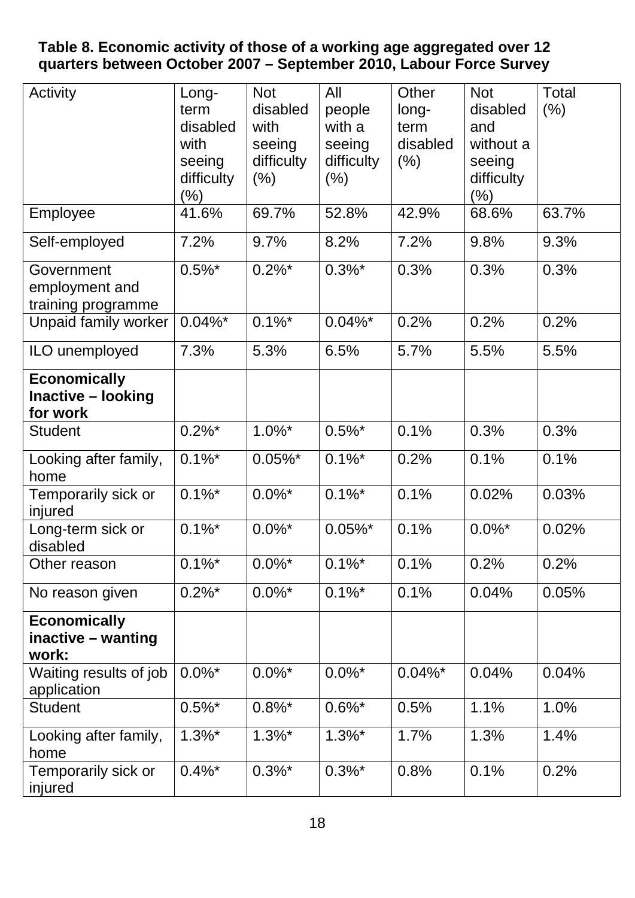**Table 8. Economic activity of those of a working age aggregated over 12 quarters between October 2007 – September 2010, Labour Force Survey**

| Activity | Long-term disabled with seeing difficulty (%) | Not disabled with seeing difficulty (%) | All people with a seeing difficulty (%) | Other long-term disabled (%) | Not disabled and without a seeing difficulty (%) | Total (%) |
|---|---|---|---|---|---|---|
| Employee | 41.6% | 69.7% | 52.8% | 42.9% | 68.6% | 63.7% |
| Self-employed | 7.2% | 9.7% | 8.2% | 7.2% | 9.8% | 9.3% |
| Government employment and training programme | 0.5%* | 0.2%* | 0.3%* | 0.3% | 0.3% | 0.3% |
| Unpaid family worker | 0.04%* | 0.1%* | 0.04%* | 0.2% | 0.2% | 0.2% |
| ILO unemployed | 7.3% | 5.3% | 6.5% | 5.7% | 5.5% | 5.5% |
| **Economically Inactive – looking for work** | | | | | | |
| Student | 0.2%* | 1.0%* | 0.5%* | 0.1% | 0.3% | 0.3% |
| Looking after family, home | 0.1%* | 0.05%* | 0.1%* | 0.2% | 0.1% | 0.1% |
| Temporarily sick or injured | 0.1%* | 0.0%* | 0.1%* | 0.1% | 0.02% | 0.03% |
| Long-term sick or disabled | 0.1%* | 0.0%* | 0.05%* | 0.1% | 0.0%* | 0.02% |
| Other reason | 0.1%* | 0.0%* | 0.1%* | 0.1% | 0.2% | 0.2% |
| No reason given | 0.2%* | 0.0%* | 0.1%* | 0.1% | 0.04% | 0.05% |
| **Economically inactive – wanting work:** | | | | | | |
| Waiting results of job application | 0.0%* | 0.0%* | 0.0%* | 0.04%* | 0.04% | 0.04% |
| Student | 0.5%* | 0.8%* | 0.6%* | 0.5% | 1.1% | 1.0% |
| Looking after family, home | 1.3%* | 1.3%* | 1.3%* | 1.7% | 1.3% | 1.4% |
| Temporarily sick or injured | 0.4%* | 0.3%* | 0.3%* | 0.8% | 0.1% | 0.2% |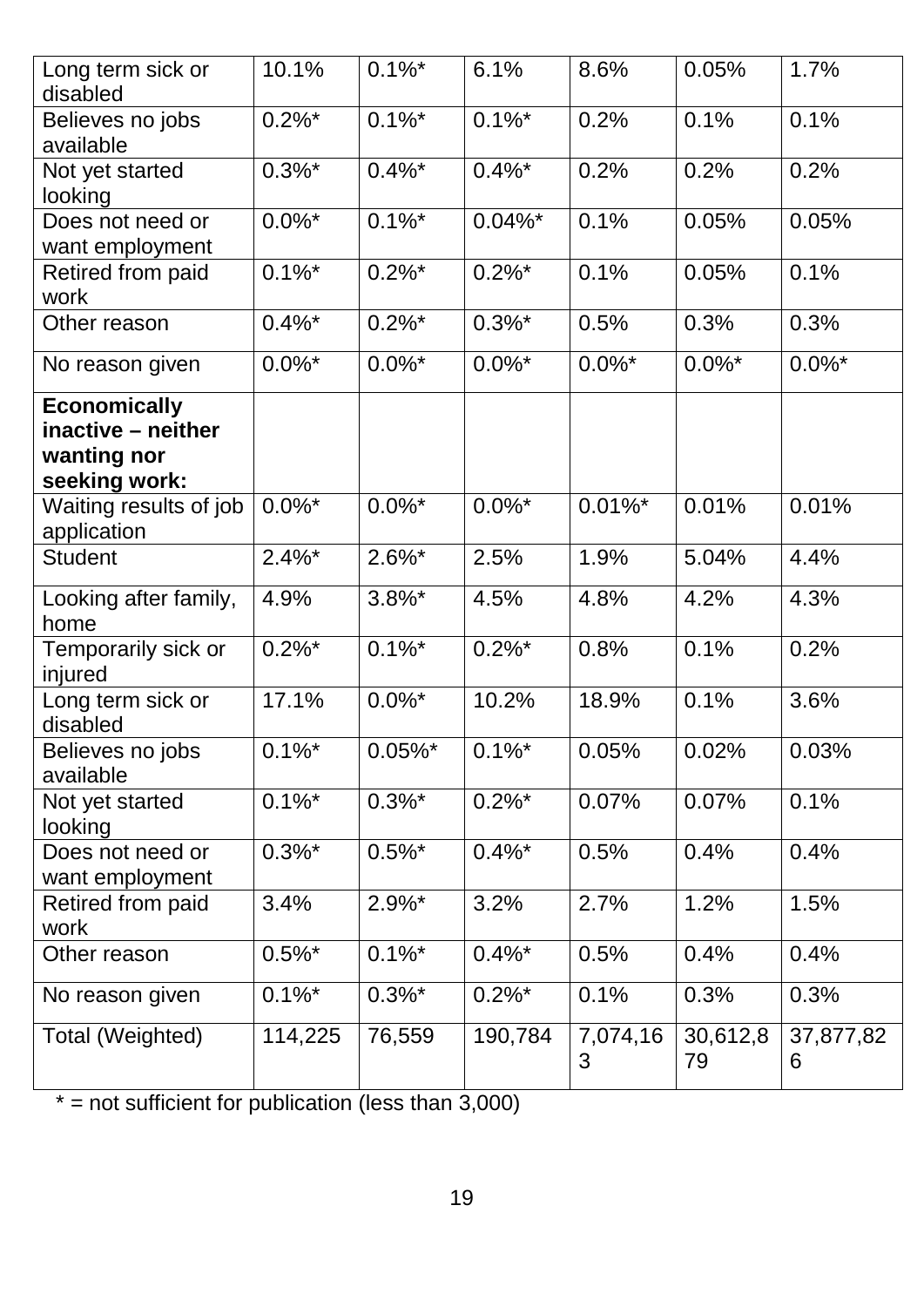| | | | | | | |
|---|---|---|---|---|---|---|
| Long term sick or disabled | 10.1% | 0.1%* | 6.1% | 8.6% | 0.05% | 1.7% |
| Believes no jobs available | 0.2%* | 0.1%* | 0.1%* | 0.2% | 0.1% | 0.1% |
| Not yet started looking | 0.3%* | 0.4%* | 0.4%* | 0.2% | 0.2% | 0.2% |
| Does not need or want employment | 0.0%* | 0.1%* | 0.04%* | 0.1% | 0.05% | 0.05% |
| Retired from paid work | 0.1%* | 0.2%* | 0.2%* | 0.1% | 0.05% | 0.1% |
| Other reason | 0.4%* | 0.2%* | 0.3%* | 0.5% | 0.3% | 0.3% |
| No reason given | 0.0%* | 0.0%* | 0.0%* | 0.0%* | 0.0%* | 0.0%* |
| **Economically inactive – neither wanting nor seeking work:** | | | | | | |
| Waiting results of job application | 0.0%* | 0.0%* | 0.0%* | 0.01%* | 0.01% | 0.01% |
| Student | 2.4%* | 2.6%* | 2.5% | 1.9% | 5.04% | 4.4% |
| Looking after family, home | 4.9% | 3.8%* | 4.5% | 4.8% | 4.2% | 4.3% |
| Temporarily sick or injured | 0.2%* | 0.1%* | 0.2%* | 0.8% | 0.1% | 0.2% |
| Long term sick or disabled | 17.1% | 0.0%* | 10.2% | 18.9% | 0.1% | 3.6% |
| Believes no jobs available | 0.1%* | 0.05%* | 0.1%* | 0.05% | 0.02% | 0.03% |
| Not yet started looking | 0.1%* | 0.3%* | 0.2%* | 0.07% | 0.07% | 0.1% |
| Does not need or want employment | 0.3%* | 0.5%* | 0.4%* | 0.5% | 0.4% | 0.4% |
| Retired from paid work | 3.4% | 2.9%* | 3.2% | 2.7% | 1.2% | 1.5% |
| Other reason | 0.5%* | 0.1%* | 0.4%* | 0.5% | 0.4% | 0.4% |
| No reason given | 0.1%* | 0.3%* | 0.2%* | 0.1% | 0.3% | 0.3% |
| Total (Weighted) | 114,225 | 76,559 | 190,784 | 7,074,163 | 30,612,879 | 37,877,826 |

* = not sufficient for publication (less than 3,000)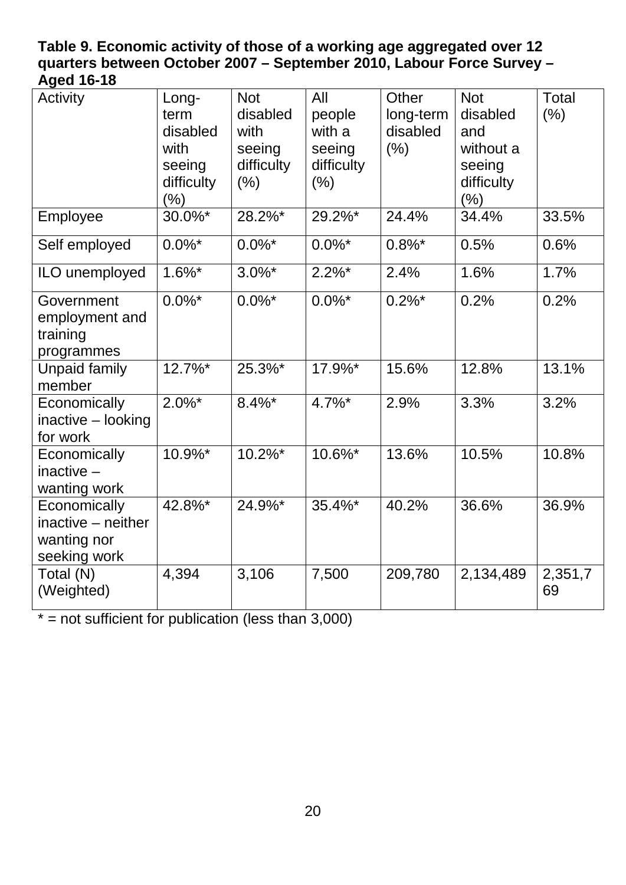**Table 9. Economic activity of those of a working age aggregated over 12 quarters between October 2007 – September 2010, Labour Force Survey – Aged 16-18**

| Activity | Long-term disabled with seeing difficulty (%) | Not disabled with seeing difficulty (%) | All people with a seeing difficulty (%) | Other long-term disabled (%) | Not disabled and without a seeing difficulty (%) | Total (%) |
|---|---|---|---|---|---|---|
| Employee | 30.0%* | 28.2%* | 29.2%* | 24.4% | 34.4% | 33.5% |
| Self employed | 0.0%* | 0.0%* | 0.0%* | 0.8%* | 0.5% | 0.6% |
| ILO unemployed | 1.6%* | 3.0%* | 2.2%* | 2.4% | 1.6% | 1.7% |
| Government employment and training programmes | 0.0%* | 0.0%* | 0.0%* | 0.2%* | 0.2% | 0.2% |
| Unpaid family member | 12.7%* | 25.3%* | 17.9%* | 15.6% | 12.8% | 13.1% |
| Economically inactive – looking for work | 2.0%* | 8.4%* | 4.7%* | 2.9% | 3.3% | 3.2% |
| Economically inactive – wanting work | 10.9%* | 10.2%* | 10.6%* | 13.6% | 10.5% | 10.8% |
| Economically inactive – neither wanting nor seeking work | 42.8%* | 24.9%* | 35.4%* | 40.2% | 36.6% | 36.9% |
| Total (N) (Weighted) | 4,394 | 3,106 | 7,500 | 209,780 | 2,134,489 | 2,351,769 |

* = not sufficient for publication (less than 3,000)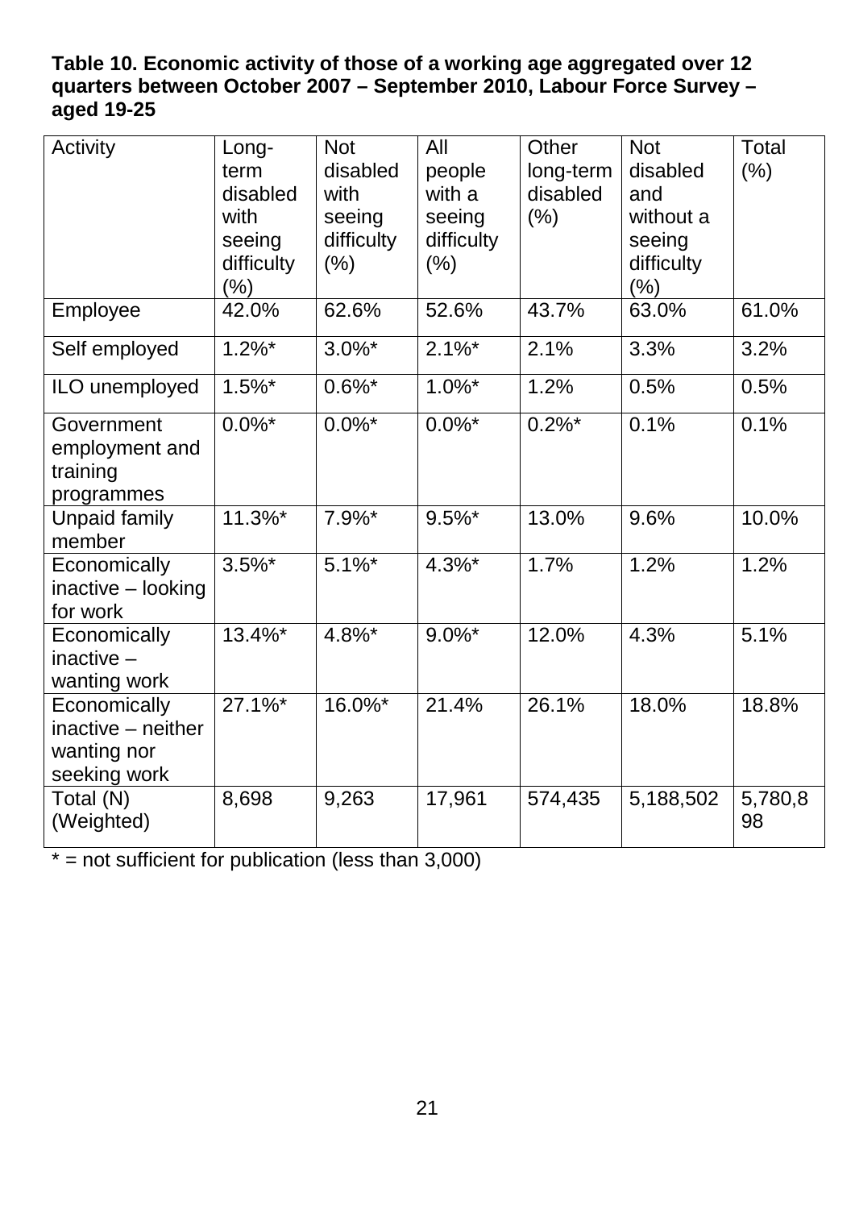**Table 10. Economic activity of those of a working age aggregated over 12 quarters between October 2007 – September 2010, Labour Force Survey – aged 19-25**

| Activity | Long-term disabled with seeing difficulty (%) | Not disabled with seeing difficulty (%) | All people with a seeing difficulty (%) | Other long-term disabled (%) | Not disabled and without a seeing difficulty (%) | Total (%) |
|---|---|---|---|---|---|---|
| Employee | 42.0% | 62.6% | 52.6% | 43.7% | 63.0% | 61.0% |
| Self employed | 1.2%* | 3.0%* | 2.1%* | 2.1% | 3.3% | 3.2% |
| ILO unemployed | 1.5%* | 0.6%* | 1.0%* | 1.2% | 0.5% | 0.5% |
| Government employment and training programmes | 0.0%* | 0.0%* | 0.0%* | 0.2%* | 0.1% | 0.1% |
| Unpaid family member | 11.3%* | 7.9%* | 9.5%* | 13.0% | 9.6% | 10.0% |
| Economically inactive – looking for work | 3.5%* | 5.1%* | 4.3%* | 1.7% | 1.2% | 1.2% |
| Economically inactive – wanting work | 13.4%* | 4.8%* | 9.0%* | 12.0% | 4.3% | 5.1% |
| Economically inactive – neither wanting nor seeking work | 27.1%* | 16.0%* | 21.4% | 26.1% | 18.0% | 18.8% |
| Total (N) (Weighted) | 8,698 | 9,263 | 17,961 | 574,435 | 5,188,502 | 5,780,898 |

* = not sufficient for publication (less than 3,000)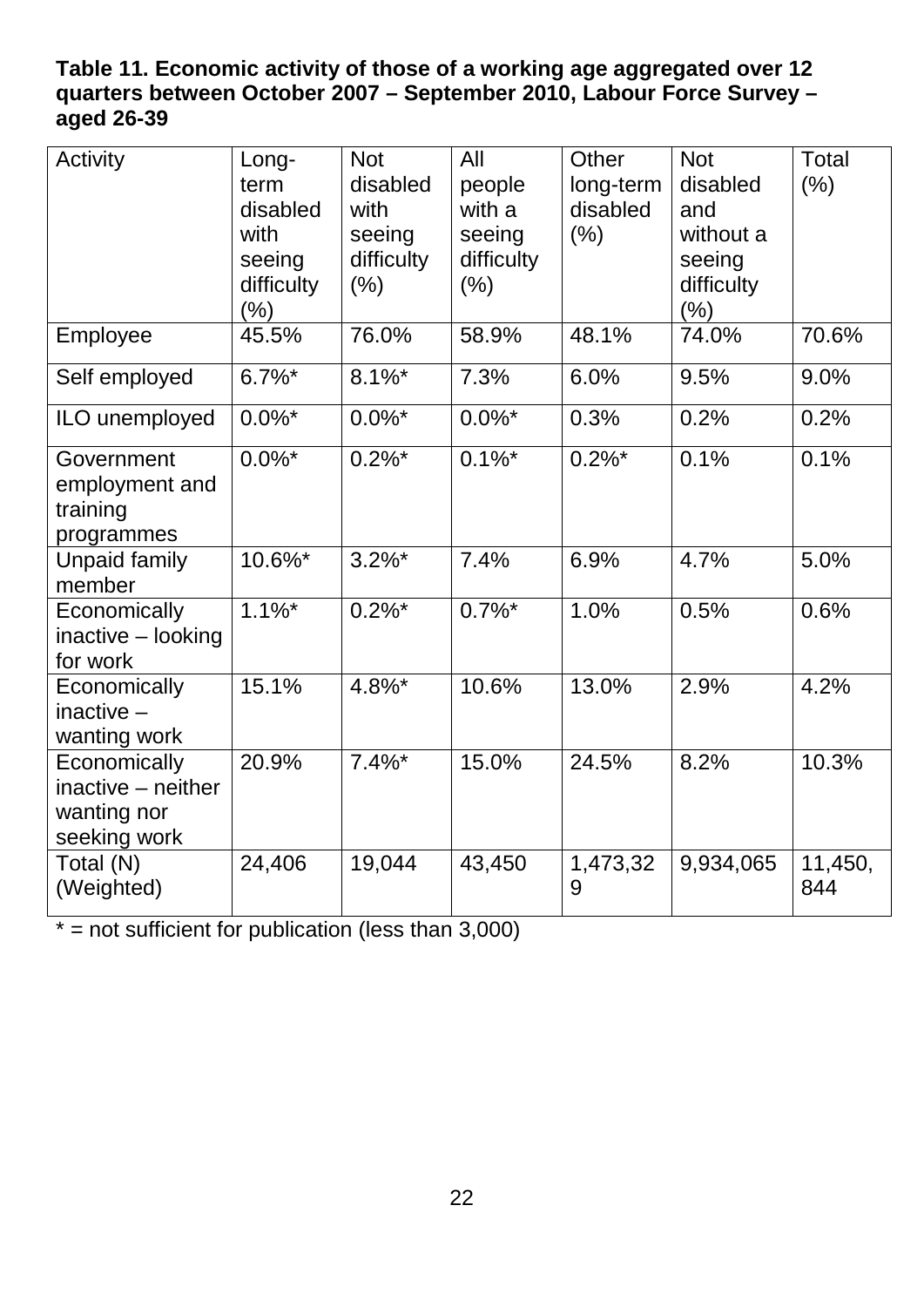**Table 11. Economic activity of those of a working age aggregated over 12 quarters between October 2007 – September 2010, Labour Force Survey – aged 26-39**

| Activity | Long-term disabled with seeing difficulty (%) | Not disabled with seeing difficulty (%) | All people with a seeing difficulty (%) | Other long-term disabled (%) | Not disabled and without a seeing difficulty (%) | Total (%) |
|---|---|---|---|---|---|---|
| Employee | 45.5% | 76.0% | 58.9% | 48.1% | 74.0% | 70.6% |
| Self employed | 6.7%* | 8.1%* | 7.3% | 6.0% | 9.5% | 9.0% |
| ILO unemployed | 0.0%* | 0.0%* | 0.0%* | 0.3% | 0.2% | 0.2% |
| Government employment and training programmes | 0.0%* | 0.2%* | 0.1%* | 0.2%* | 0.1% | 0.1% |
| Unpaid family member | 10.6%* | 3.2%* | 7.4% | 6.9% | 4.7% | 5.0% |
| Economically inactive – looking for work | 1.1%* | 0.2%* | 0.7%* | 1.0% | 0.5% | 0.6% |
| Economically inactive – wanting work | 15.1% | 4.8%* | 10.6% | 13.0% | 2.9% | 4.2% |
| Economically inactive – neither wanting nor seeking work | 20.9% | 7.4%* | 15.0% | 24.5% | 8.2% | 10.3% |
| Total (N) (Weighted) | 24,406 | 19,044 | 43,450 | 1,473,329 | 9,934,065 | 11,450,844 |

* = not sufficient for publication (less than 3,000)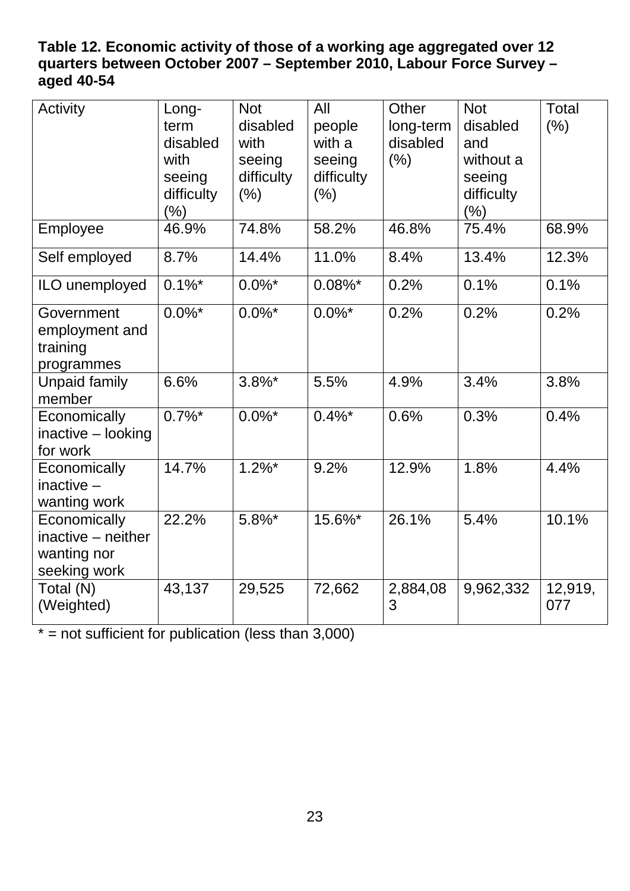**Table 12. Economic activity of those of a working age aggregated over 12 quarters between October 2007 – September 2010, Labour Force Survey – aged 40-54**

| Activity | Long-term disabled with seeing difficulty (%) | Not disabled with seeing difficulty (%) | All people with a seeing difficulty (%) | Other long-term disabled (%) | Not disabled and without a seeing difficulty (%) | Total (%) |
|---|---|---|---|---|---|---|
| Employee | 46.9% | 74.8% | 58.2% | 46.8% | 75.4% | 68.9% |
| Self employed | 8.7% | 14.4% | 11.0% | 8.4% | 13.4% | 12.3% |
| ILO unemployed | 0.1%* | 0.0%* | 0.08%* | 0.2% | 0.1% | 0.1% |
| Government employment and training programmes | 0.0%* | 0.0%* | 0.0%* | 0.2% | 0.2% | 0.2% |
| Unpaid family member | 6.6% | 3.8%* | 5.5% | 4.9% | 3.4% | 3.8% |
| Economically inactive – looking for work | 0.7%* | 0.0%* | 0.4%* | 0.6% | 0.3% | 0.4% |
| Economically inactive – wanting work | 14.7% | 1.2%* | 9.2% | 12.9% | 1.8% | 4.4% |
| Economically inactive – neither wanting nor seeking work | 22.2% | 5.8%* | 15.6%* | 26.1% | 5.4% | 10.1% |
| Total (N) (Weighted) | 43,137 | 29,525 | 72,662 | 2,884,083 | 9,962,332 | 12,919,077 |

* = not sufficient for publication (less than 3,000)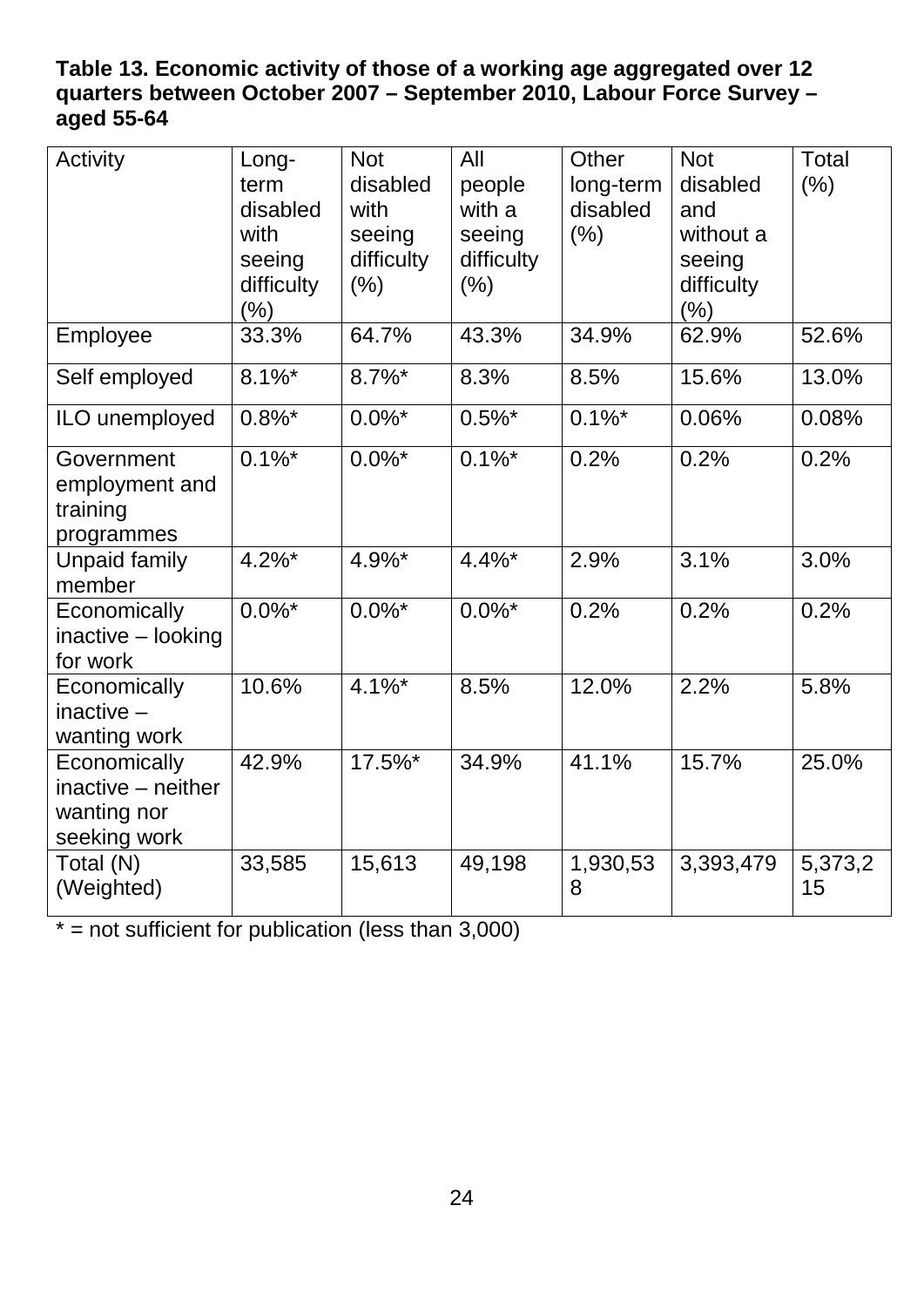**Table 13. Economic activity of those of a working age aggregated over 12 quarters between October 2007 – September 2010, Labour Force Survey – aged 55-64**

| Activity | Long-term disabled with seeing difficulty (%) | Not disabled with seeing difficulty (%) | All people with a seeing difficulty (%) | Other long-term disabled (%) | Not disabled and without a seeing difficulty (%) | Total (%) |
|---|---|---|---|---|---|---|
| Employee | 33.3% | 64.7% | 43.3% | 34.9% | 62.9% | 52.6% |
| Self employed | 8.1%* | 8.7%* | 8.3% | 8.5% | 15.6% | 13.0% |
| ILO unemployed | 0.8%* | 0.0%* | 0.5%* | 0.1%* | 0.06% | 0.08% |
| Government employment and training programmes | 0.1%* | 0.0%* | 0.1%* | 0.2% | 0.2% | 0.2% |
| Unpaid family member | 4.2%* | 4.9%* | 4.4%* | 2.9% | 3.1% | 3.0% |
| Economically inactive – looking for work | 0.0%* | 0.0%* | 0.0%* | 0.2% | 0.2% | 0.2% |
| Economically inactive – wanting work | 10.6% | 4.1%* | 8.5% | 12.0% | 2.2% | 5.8% |
| Economically inactive – neither wanting nor seeking work | 42.9% | 17.5%* | 34.9% | 41.1% | 15.7% | 25.0% |
| Total (N) (Weighted) | 33,585 | 15,613 | 49,198 | 1,930,538 | 3,393,479 | 5,373,215 |

* = not sufficient for publication (less than 3,000)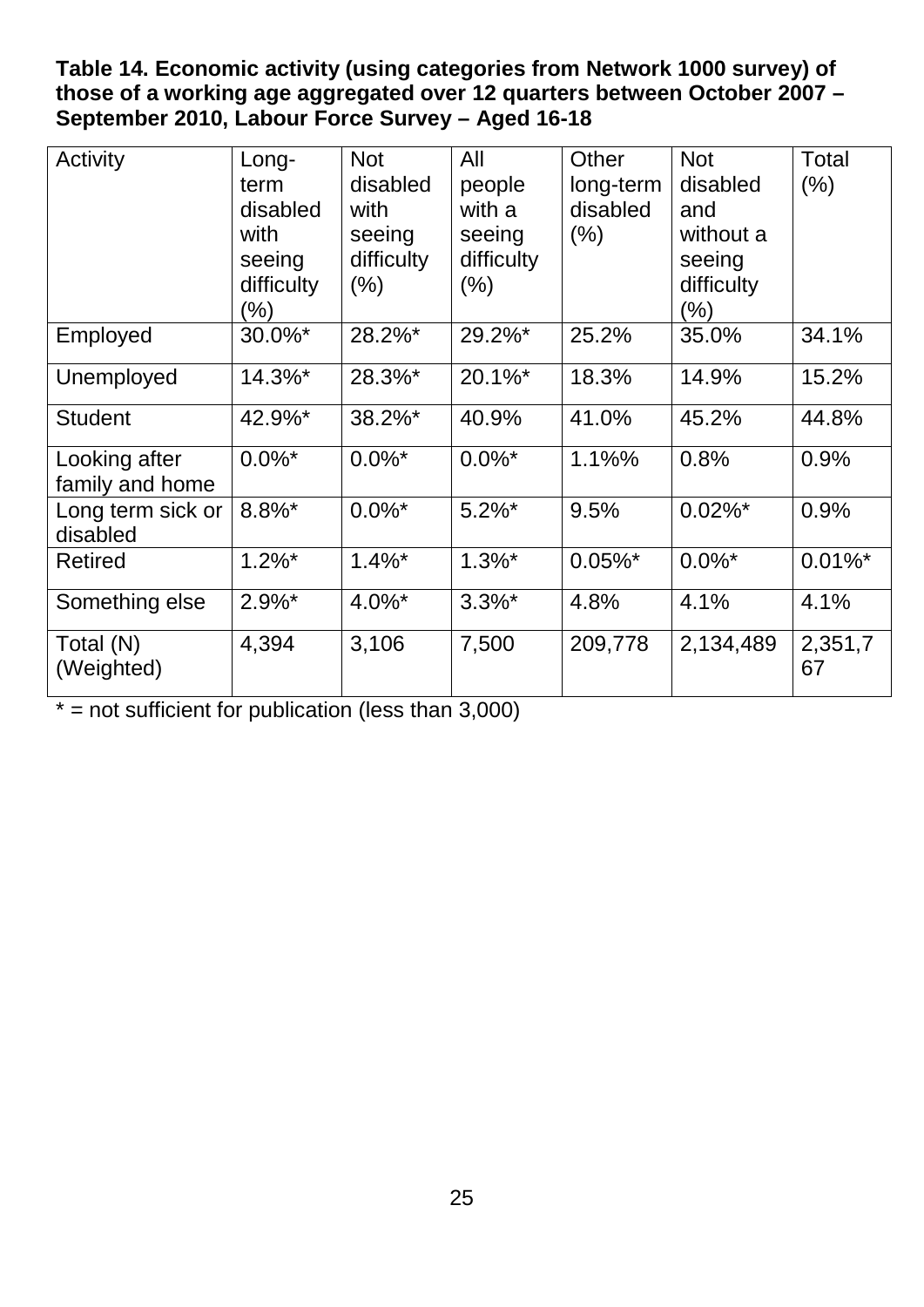**Table 14. Economic activity (using categories from Network 1000 survey) of those of a working age aggregated over 12 quarters between October 2007 – September 2010, Labour Force Survey – Aged 16-18**

| Activity | Long-term disabled with seeing difficulty (%) | Not disabled with seeing difficulty (%) | All people with a seeing difficulty (%) | Other long-term disabled (%) | Not disabled and without a seeing difficulty (%) | Total (%) |
|---|---|---|---|---|---|---|
| Employed | 30.0%* | 28.2%* | 29.2%* | 25.2% | 35.0% | 34.1% |
| Unemployed | 14.3%* | 28.3%* | 20.1%* | 18.3% | 14.9% | 15.2% |
| Student | 42.9%* | 38.2%* | 40.9% | 41.0% | 45.2% | 44.8% |
| Looking after family and home | 0.0%* | 0.0%* | 0.0%* | 1.1%% | 0.8% | 0.9% |
| Long term sick or disabled | 8.8%* | 0.0%* | 5.2%* | 9.5% | 0.02%* | 0.9% |
| Retired | 1.2%* | 1.4%* | 1.3%* | 0.05%* | 0.0%* | 0.01%* |
| Something else | 2.9%* | 4.0%* | 3.3%* | 4.8% | 4.1% | 4.1% |
| Total (N) (Weighted) | 4,394 | 3,106 | 7,500 | 209,778 | 2,134,489 | 2,351,767 |

* = not sufficient for publication (less than 3,000)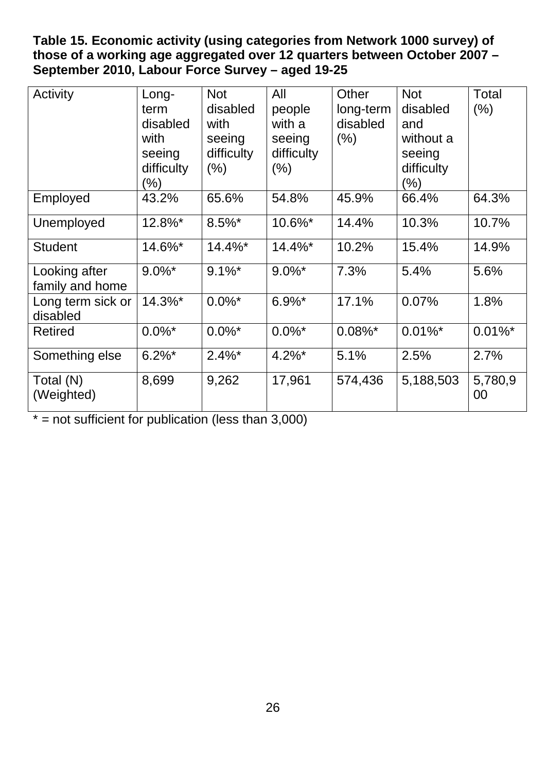**Table 15. Economic activity (using categories from Network 1000 survey) of those of a working age aggregated over 12 quarters between October 2007 – September 2010, Labour Force Survey – aged 19-25**

| Activity | Long-term disabled with seeing difficulty (%) | Not disabled with seeing difficulty (%) | All people with a seeing difficulty (%) | Other long-term disabled (%) | Not disabled and without a seeing difficulty (%) | Total (%) |
|---|---|---|---|---|---|---|
| Employed | 43.2% | 65.6% | 54.8% | 45.9% | 66.4% | 64.3% |
| Unemployed | 12.8%* | 8.5%* | 10.6%* | 14.4% | 10.3% | 10.7% |
| Student | 14.6%* | 14.4%* | 14.4%* | 10.2% | 15.4% | 14.9% |
| Looking after family and home | 9.0%* | 9.1%* | 9.0%* | 7.3% | 5.4% | 5.6% |
| Long term sick or disabled | 14.3%* | 0.0%* | 6.9%* | 17.1% | 0.07% | 1.8% |
| Retired | 0.0%* | 0.0%* | 0.0%* | 0.08%* | 0.01%* | 0.01%* |
| Something else | 6.2%* | 2.4%* | 4.2%* | 5.1% | 2.5% | 2.7% |
| Total (N) (Weighted) | 8,699 | 9,262 | 17,961 | 574,436 | 5,188,503 | 5,780,900 |

* = not sufficient for publication (less than 3,000)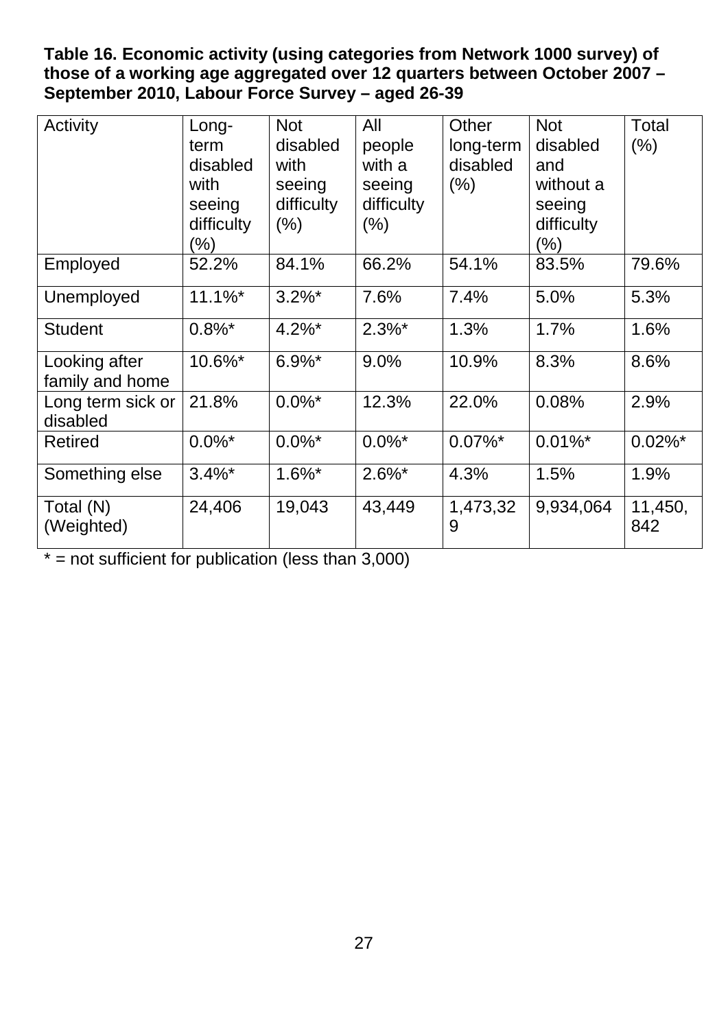**Table 16. Economic activity (using categories from Network 1000 survey) of those of a working age aggregated over 12 quarters between October 2007 – September 2010, Labour Force Survey – aged 26-39**

| Activity | Long-term disabled with seeing difficulty (%) | Not disabled with seeing difficulty (%) | All people with a seeing difficulty (%) | Other long-term disabled (%) | Not disabled and without a seeing difficulty (%) | Total (%) |
|---|---|---|---|---|---|---|
| Employed | 52.2% | 84.1% | 66.2% | 54.1% | 83.5% | 79.6% |
| Unemployed | 11.1%* | 3.2%* | 7.6% | 7.4% | 5.0% | 5.3% |
| Student | 0.8%* | 4.2%* | 2.3%* | 1.3% | 1.7% | 1.6% |
| Looking after family and home | 10.6%* | 6.9%* | 9.0% | 10.9% | 8.3% | 8.6% |
| Long term sick or disabled | 21.8% | 0.0%* | 12.3% | 22.0% | 0.08% | 2.9% |
| Retired | 0.0%* | 0.0%* | 0.0%* | 0.07%* | 0.01%* | 0.02%* |
| Something else | 3.4%* | 1.6%* | 2.6%* | 4.3% | 1.5% | 1.9% |
| Total (N) (Weighted) | 24,406 | 19,043 | 43,449 | 1,473,329 | 9,934,064 | 11,450,842 |

* = not sufficient for publication (less than 3,000)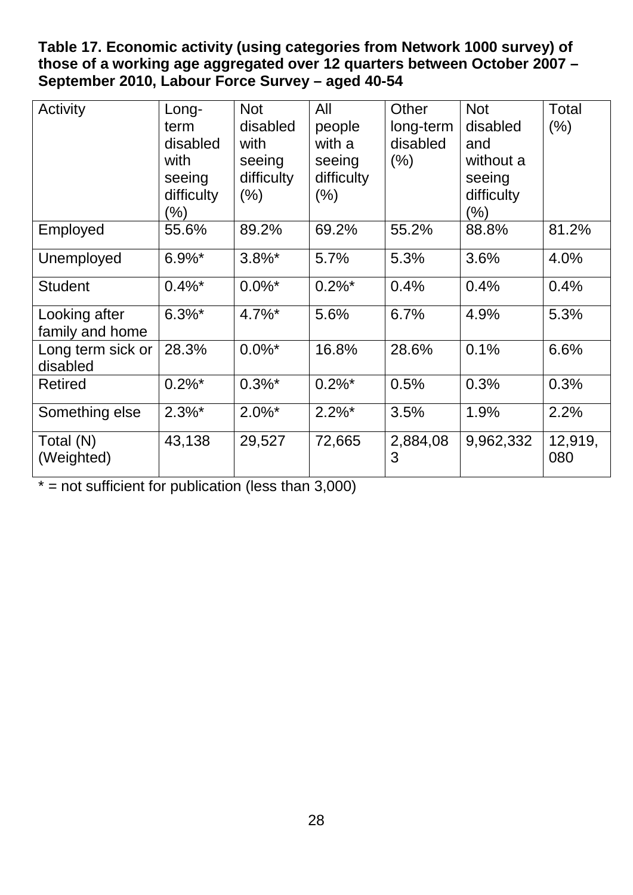**Table 17. Economic activity (using categories from Network 1000 survey) of those of a working age aggregated over 12 quarters between October 2007 – September 2010, Labour Force Survey – aged 40-54**

| Activity | Long-term disabled with seeing difficulty (%) | Not disabled with seeing difficulty (%) | All people with a seeing difficulty (%) | Other long-term disabled (%) | Not disabled and without a seeing difficulty (%) | Total (%) |
|---|---|---|---|---|---|---|
| Employed | 55.6% | 89.2% | 69.2% | 55.2% | 88.8% | 81.2% |
| Unemployed | 6.9%* | 3.8%* | 5.7% | 5.3% | 3.6% | 4.0% |
| Student | 0.4%* | 0.0%* | 0.2%* | 0.4% | 0.4% | 0.4% |
| Looking after family and home | 6.3%* | 4.7%* | 5.6% | 6.7% | 4.9% | 5.3% |
| Long term sick or disabled | 28.3% | 0.0%* | 16.8% | 28.6% | 0.1% | 6.6% |
| Retired | 0.2%* | 0.3%* | 0.2%* | 0.5% | 0.3% | 0.3% |
| Something else | 2.3%* | 2.0%* | 2.2%* | 3.5% | 1.9% | 2.2% |
| Total (N) (Weighted) | 43,138 | 29,527 | 72,665 | 2,884,083 | 9,962,332 | 12,919,080 |

* = not sufficient for publication (less than 3,000)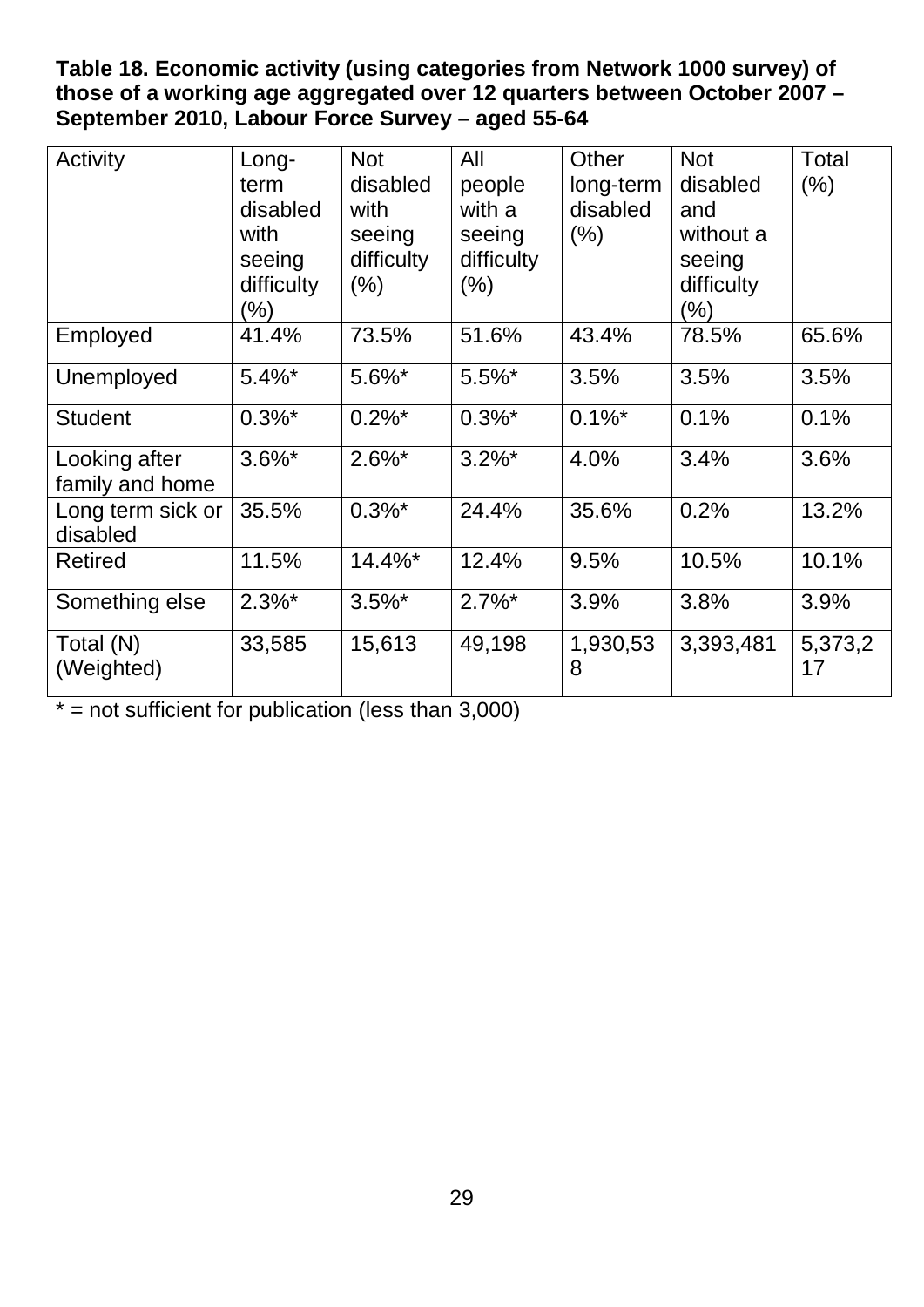**Table 18. Economic activity (using categories from Network 1000 survey) of those of a working age aggregated over 12 quarters between October 2007 – September 2010, Labour Force Survey – aged 55-64**

| Activity | Long-term disabled with seeing difficulty (%) | Not disabled with seeing difficulty (%) | All people with a seeing difficulty (%) | Other long-term disabled (%) | Not disabled and without a seeing difficulty (%) | Total (%) |
|---|---|---|---|---|---|---|
| Employed | 41.4% | 73.5% | 51.6% | 43.4% | 78.5% | 65.6% |
| Unemployed | 5.4%* | 5.6%* | 5.5%* | 3.5% | 3.5% | 3.5% |
| Student | 0.3%* | 0.2%* | 0.3%* | 0.1%* | 0.1% | 0.1% |
| Looking after family and home | 3.6%* | 2.6%* | 3.2%* | 4.0% | 3.4% | 3.6% |
| Long term sick or disabled | 35.5% | 0.3%* | 24.4% | 35.6% | 0.2% | 13.2% |
| Retired | 11.5% | 14.4%* | 12.4% | 9.5% | 10.5% | 10.1% |
| Something else | 2.3%* | 3.5%* | 2.7%* | 3.9% | 3.8% | 3.9% |
| Total (N) (Weighted) | 33,585 | 15,613 | 49,198 | 1,930,538 | 3,393,481 | 5,373,217 |

* = not sufficient for publication (less than 3,000)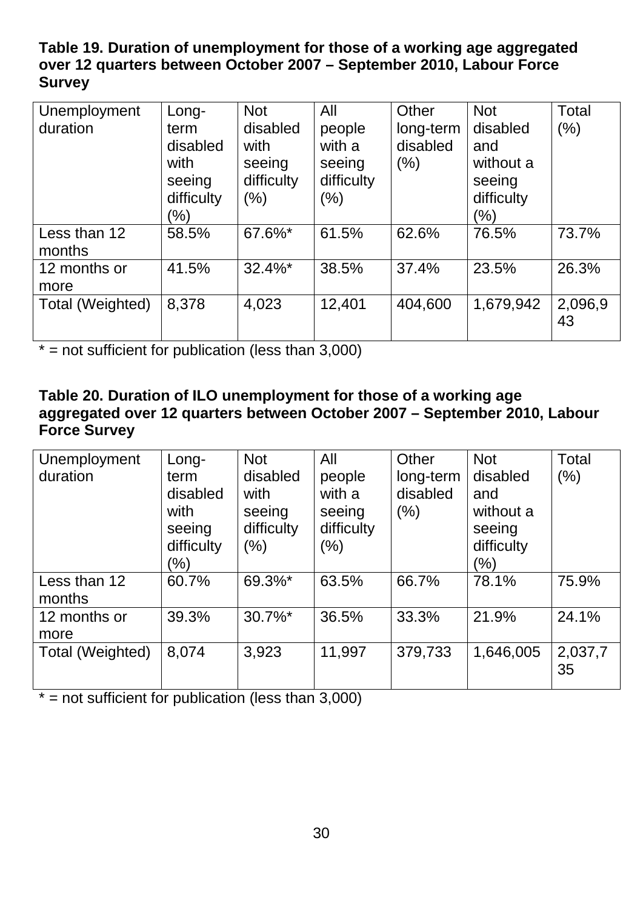**Table 19. Duration of unemployment for those of a working age aggregated over 12 quarters between October 2007 – September 2010, Labour Force Survey**

| Unemployment duration | Long-term disabled with seeing difficulty (%) | Not disabled with seeing difficulty (%) | All people with a seeing difficulty (%) | Other long-term disabled (%) | Not disabled and without a seeing difficulty (%) | Total (%) |
|---|---|---|---|---|---|---|
| Less than 12 months | 58.5% | 67.6%* | 61.5% | 62.6% | 76.5% | 73.7% |
| 12 months or more | 41.5% | 32.4%* | 38.5% | 37.4% | 23.5% | 26.3% |
| Total (Weighted) | 8,378 | 4,023 | 12,401 | 404,600 | 1,679,942 | 2,096,943 |

* = not sufficient for publication (less than 3,000)

**Table 20. Duration of ILO unemployment for those of a working age aggregated over 12 quarters between October 2007 – September 2010, Labour Force Survey**

| Unemployment duration | Long-term disabled with seeing difficulty (%) | Not disabled with seeing difficulty (%) | All people with a seeing difficulty (%) | Other long-term disabled (%) | Not disabled and without a seeing difficulty (%) | Total (%) |
|---|---|---|---|---|---|---|
| Less than 12 months | 60.7% | 69.3%* | 63.5% | 66.7% | 78.1% | 75.9% |
| 12 months or more | 39.3% | 30.7%* | 36.5% | 33.3% | 21.9% | 24.1% |
| Total (Weighted) | 8,074 | 3,923 | 11,997 | 379,733 | 1,646,005 | 2,037,735 |

* = not sufficient for publication (less than 3,000)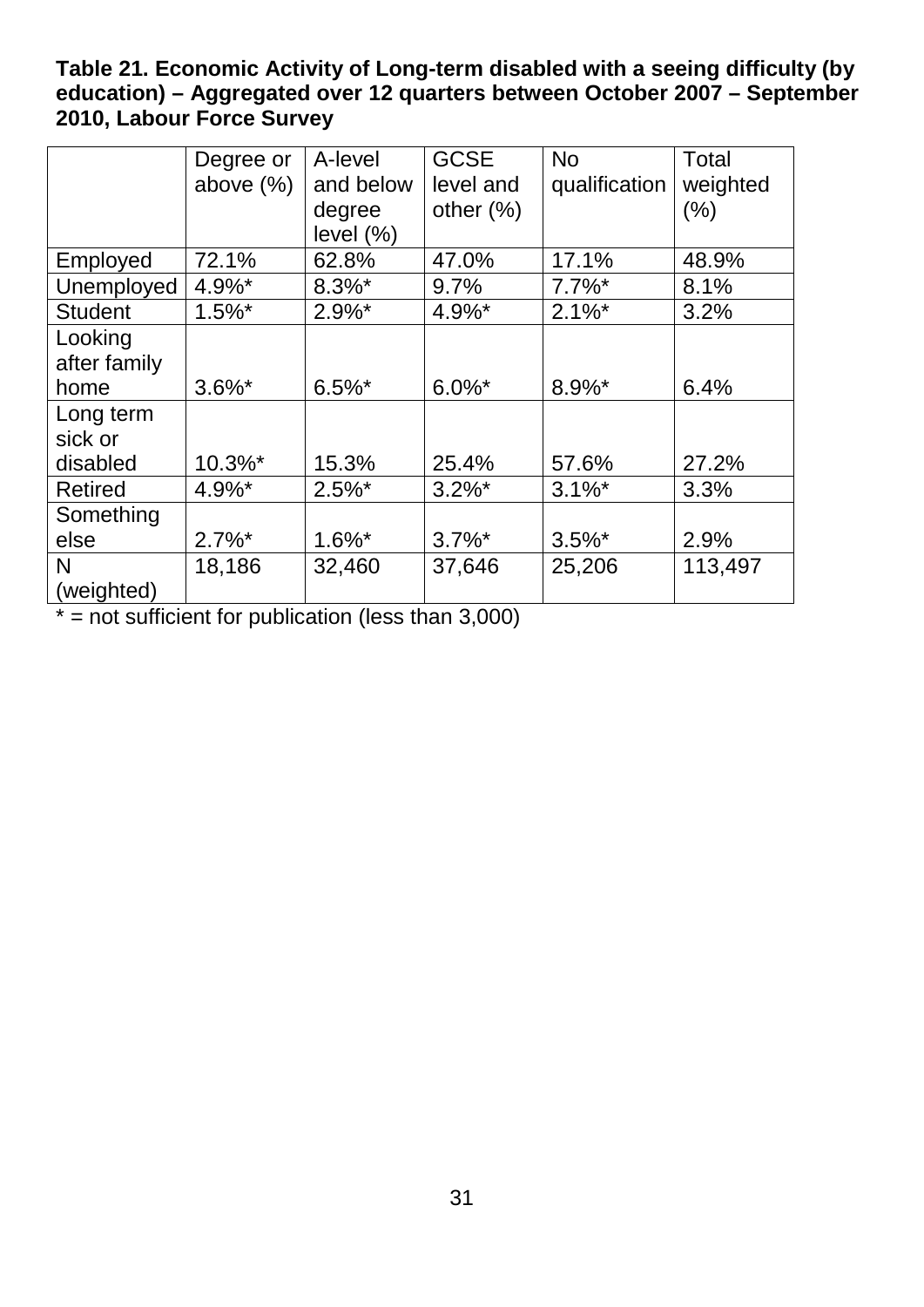**Table 21. Economic Activity of Long-term disabled with a seeing difficulty (by education) – Aggregated over 12 quarters between October 2007 – September 2010, Labour Force Survey**

| | Degree or above (%) | A-level and below degree level (%) | GCSE level and other (%) | No qualification | Total weighted (%) |
|---|---|---|---|---|---|
| Employed | 72.1% | 62.8% | 47.0% | 17.1% | 48.9% |
| Unemployed | 4.9%* | 8.3%* | 9.7% | 7.7%* | 8.1% |
| Student | 1.5%* | 2.9%* | 4.9%* | 2.1%* | 3.2% |
| Looking after family home | 3.6%* | 6.5%* | 6.0%* | 8.9%* | 6.4% |
| Long term sick or disabled | 10.3%* | 15.3% | 25.4% | 57.6% | 27.2% |
| Retired | 4.9%* | 2.5%* | 3.2%* | 3.1%* | 3.3% |
| Something else | 2.7%* | 1.6%* | 3.7%* | 3.5%* | 2.9% |
| N (weighted) | 18,186 | 32,460 | 37,646 | 25,206 | 113,497 |

* = not sufficient for publication (less than 3,000)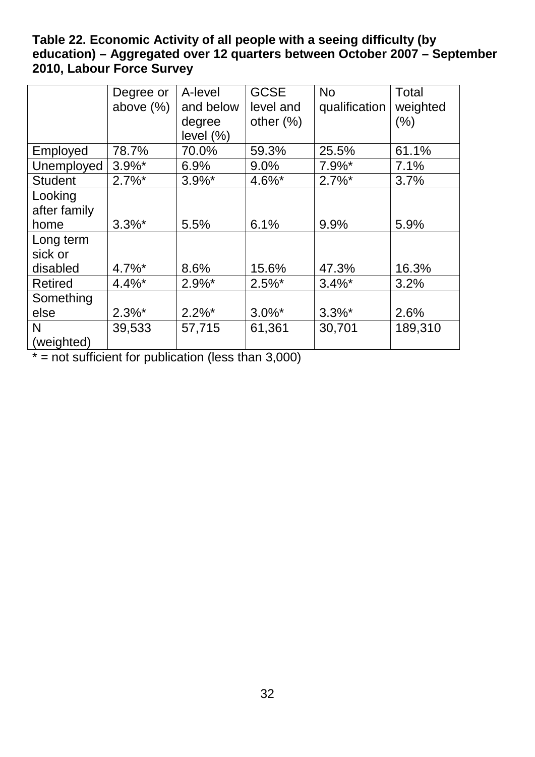**Table 22. Economic Activity of all people with a seeing difficulty (by education) – Aggregated over 12 quarters between October 2007 – September 2010, Labour Force Survey**

| | Degree or above (%) | A-level and below degree level (%) | GCSE level and other (%) | No qualification | Total weighted (%) |
|---|---|---|---|---|---|
| Employed | 78.7% | 70.0% | 59.3% | 25.5% | 61.1% |
| Unemployed | 3.9%* | 6.9% | 9.0% | 7.9%* | 7.1% |
| Student | 2.7%* | 3.9%* | 4.6%* | 2.7%* | 3.7% |
| Looking after family home | 3.3%* | 5.5% | 6.1% | 9.9% | 5.9% |
| Long term sick or disabled | 4.7%* | 8.6% | 15.6% | 47.3% | 16.3% |
| Retired | 4.4%* | 2.9%* | 2.5%* | 3.4%* | 3.2% |
| Something else | 2.3%* | 2.2%* | 3.0%* | 3.3%* | 2.6% |
| N (weighted) | 39,533 | 57,715 | 61,361 | 30,701 | 189,310 |

* = not sufficient for publication (less than 3,000)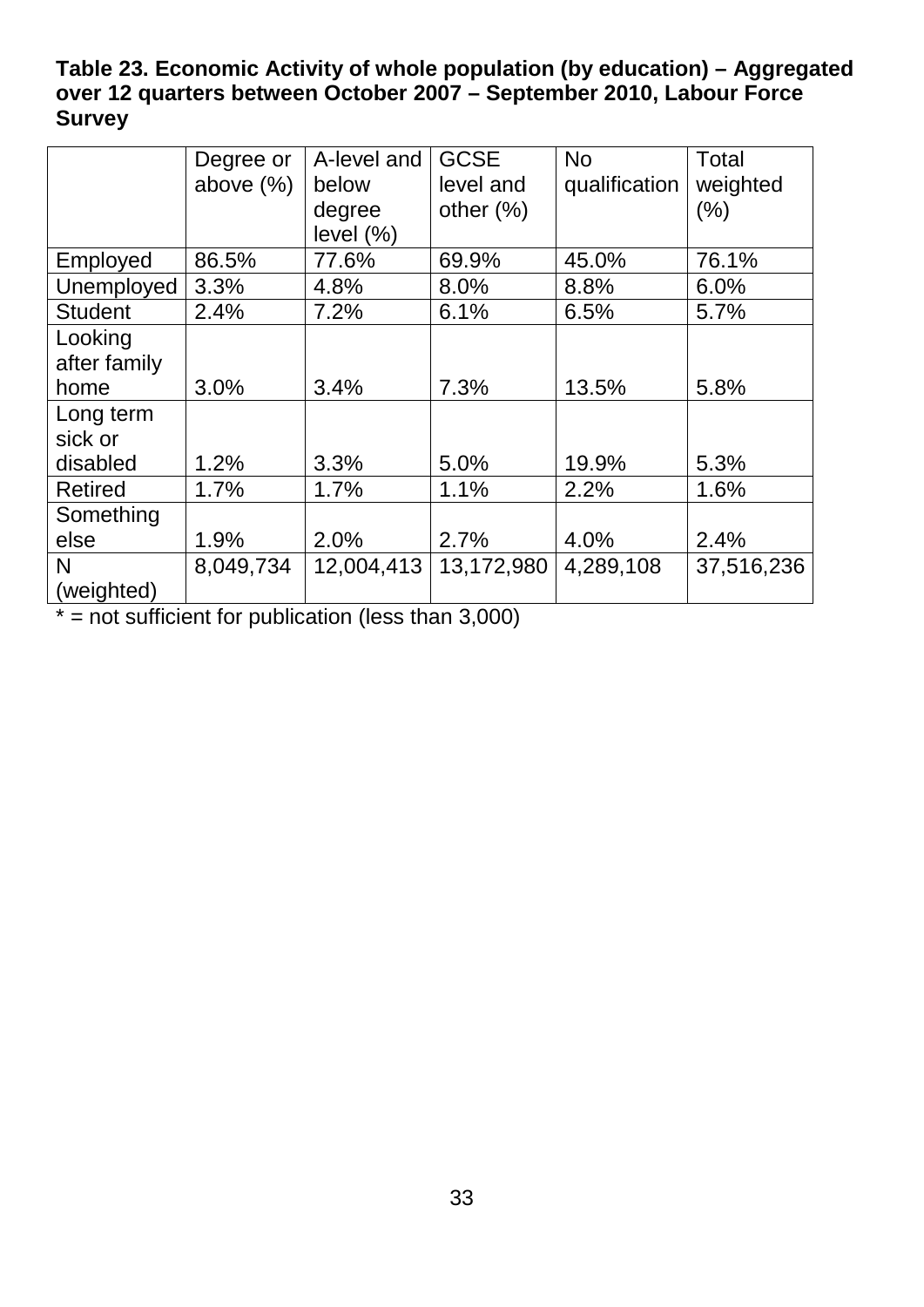**Table 23. Economic Activity of whole population (by education) – Aggregated over 12 quarters between October 2007 – September 2010, Labour Force Survey**

| | Degree or above (%) | A-level and below degree level (%) | GCSE level and other (%) | No qualification | Total weighted (%) |
|---|---|---|---|---|---|
| Employed | 86.5% | 77.6% | 69.9% | 45.0% | 76.1% |
| Unemployed | 3.3% | 4.8% | 8.0% | 8.8% | 6.0% |
| Student | 2.4% | 7.2% | 6.1% | 6.5% | 5.7% |
| Looking after family home | 3.0% | 3.4% | 7.3% | 13.5% | 5.8% |
| Long term sick or disabled | 1.2% | 3.3% | 5.0% | 19.9% | 5.3% |
| Retired | 1.7% | 1.7% | 1.1% | 2.2% | 1.6% |
| Something else | 1.9% | 2.0% | 2.7% | 4.0% | 2.4% |
| N (weighted) | 8,049,734 | 12,004,413 | 13,172,980 | 4,289,108 | 37,516,236 |

* = not sufficient for publication (less than 3,000)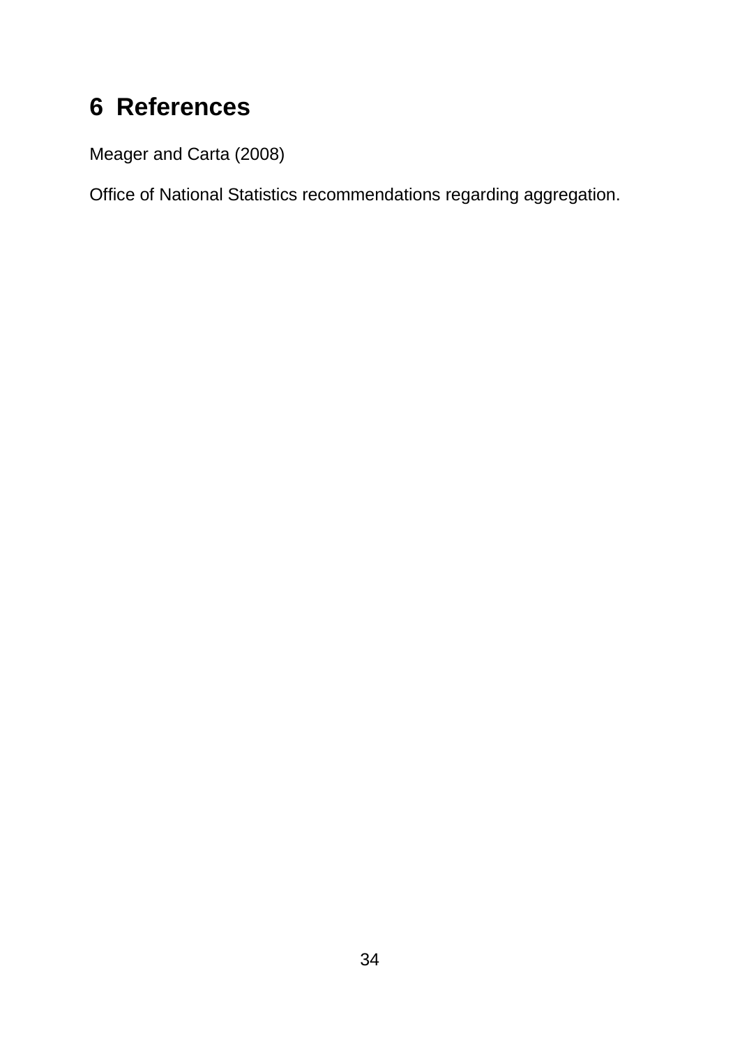# 6 References

Meager and Carta (2008)

Office of National Statistics recommendations regarding aggregation.